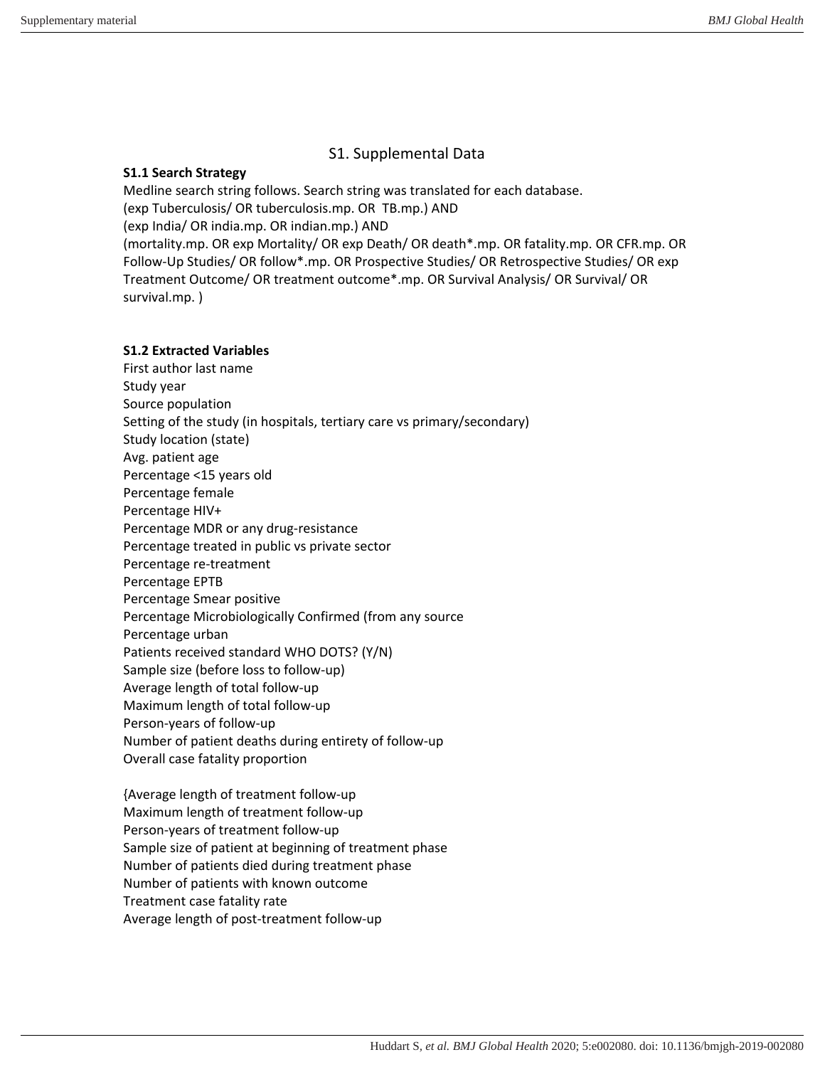# S1. Supplemental Data

**S1.1 Search Strategy**

Medline search string follows. Search string was translated for each database.
(exp Tuberculosis/ OR tuberculosis.mp. OR TB.mp.) AND
(exp India/ OR india.mp. OR indian.mp.) AND
(mortality.mp. OR exp Mortality/ OR exp Death/ OR death*.mp. OR fatality.mp. OR CFR.mp. OR Follow-Up Studies/ OR follow*.mp. OR Prospective Studies/ OR Retrospective Studies/ OR exp Treatment Outcome/ OR treatment outcome*.mp. OR Survival Analysis/ OR Survival/ OR survival.mp. )

**S1.2 Extracted Variables**

First author last name
Study year
Source population
Setting of the study (in hospitals, tertiary care vs primary/secondary)
Study location (state)
Avg. patient age
Percentage <15 years old
Percentage female
Percentage HIV+
Percentage MDR or any drug-resistance
Percentage treated in public vs private sector
Percentage re-treatment
Percentage EPTB
Percentage Smear positive
Percentage Microbiologically Confirmed (from any source
Percentage urban
Patients received standard WHO DOTS? (Y/N)
Sample size (before loss to follow-up)
Average length of total follow-up
Maximum length of total follow-up
Person-years of follow-up
Number of patient deaths during entirety of follow-up
Overall case fatality proportion

{Average length of treatment follow-up
Maximum length of treatment follow-up
Person-years of treatment follow-up
Sample size of patient at beginning of treatment phase
Number of patients died during treatment phase
Number of patients with known outcome
Treatment case fatality rate
Average length of post-treatment follow-up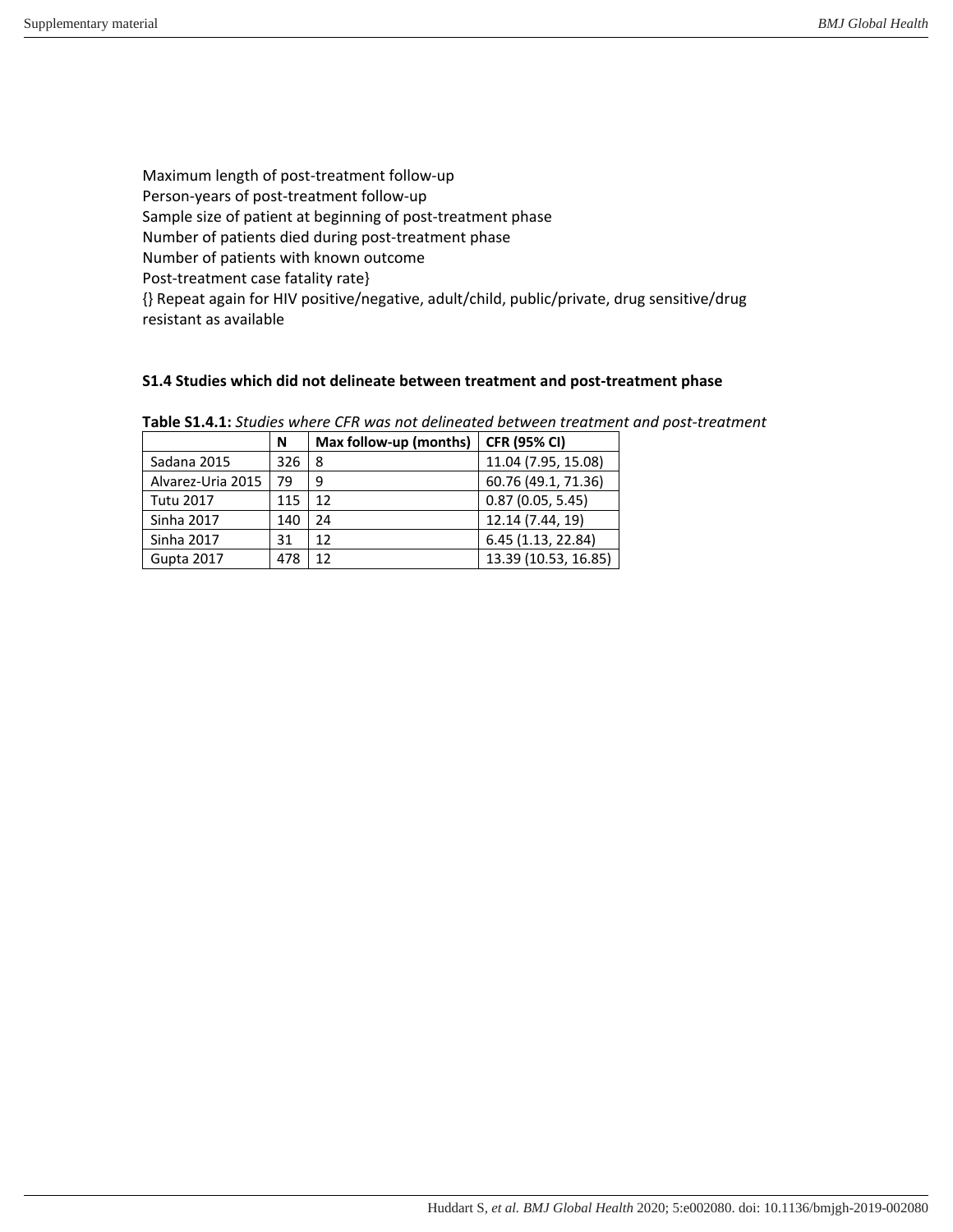Maximum length of post-treatment follow-up
Person-years of post-treatment follow-up
Sample size of patient at beginning of post-treatment phase
Number of patients died during post-treatment phase
Number of patients with known outcome
Post-treatment case fatality rate}
{} Repeat again for HIV positive/negative, adult/child, public/private, drug sensitive/drug resistant as available

### S1.4 Studies which did not delineate between treatment and post-treatment phase

**Table S1.4.1:** *Studies where CFR was not delineated between treatment and post-treatment*

| | N | Max follow-up (months) | CFR (95% CI) |
|---|---|---|---|
| Sadana 2015 | 326 | 8 | 11.04 (7.95, 15.08) |
| Alvarez-Uria 2015 | 79 | 9 | 60.76 (49.1, 71.36) |
| Tutu 2017 | 115 | 12 | 0.87 (0.05, 5.45) |
| Sinha 2017 | 140 | 24 | 12.14 (7.44, 19) |
| Sinha 2017 | 31 | 12 | 6.45 (1.13, 22.84) |
| Gupta 2017 | 478 | 12 | 13.39 (10.53, 16.85) |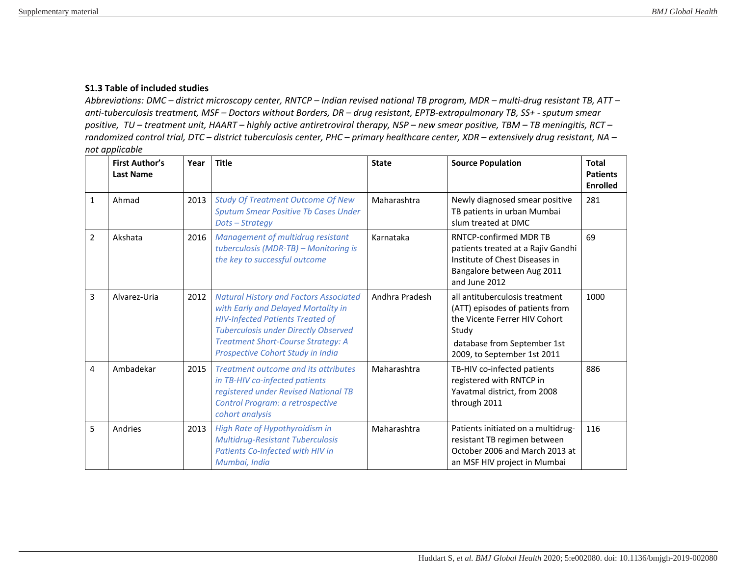**S1.3 Table of included studies**

*Abbreviations: DMC – district microscopy center, RNTCP – Indian revised national TB program, MDR – multi-drug resistant TB, ATT – anti-tuberculosis treatment, MSF – Doctors without Borders, DR – drug resistant, EPTB-extrapulmonary TB, SS+ - sputum smear positive, TU – treatment unit, HAART – highly active antiretroviral therapy, NSP – new smear positive, TBM – TB meningitis, RCT – randomized control trial, DTC – district tuberculosis center, PHC – primary healthcare center, XDR – extensively drug resistant, NA – not applicable*

| | First Author's Last Name | Year | Title | State | Source Population | Total Patients Enrolled |
|---|---|---|---|---|---|---|
| 1 | Ahmad | 2013 | *Study Of Treatment Outcome Of New Sputum Smear Positive Tb Cases Under Dots – Strategy* | Maharashtra | Newly diagnosed smear positive TB patients in urban Mumbai slum treated at DMC | 281 |
| 2 | Akshata | 2016 | *Management of multidrug resistant tuberculosis (MDR-TB) – Monitoring is the key to successful outcome* | Karnataka | RNTCP-confirmed MDR TB patients treated at a Rajiv Gandhi Institute of Chest Diseases in Bangalore between Aug 2011 and June 2012 | 69 |
| 3 | Alvarez-Uria | 2012 | *Natural History and Factors Associated with Early and Delayed Mortality in HIV-Infected Patients Treated of Tuberculosis under Directly Observed Treatment Short-Course Strategy: A Prospective Cohort Study in India* | Andhra Pradesh | all antituberculosis treatment (ATT) episodes of patients from the Vicente Ferrer HIV Cohort Study database from September 1st 2009, to September 1st 2011 | 1000 |
| 4 | Ambadekar | 2015 | *Treatment outcome and its attributes in TB-HIV co-infected patients registered under Revised National TB Control Program: a retrospective cohort analysis* | Maharashtra | TB-HIV co-infected patients registered with RNTCP in Yavatmal district, from 2008 through 2011 | 886 |
| 5 | Andries | 2013 | *High Rate of Hypothyroidism in Multidrug-Resistant Tuberculosis Patients Co-Infected with HIV in Mumbai, India* | Maharashtra | Patients initiated on a multidrug-resistant TB regimen between October 2006 and March 2013 at an MSF HIV project in Mumbai | 116 |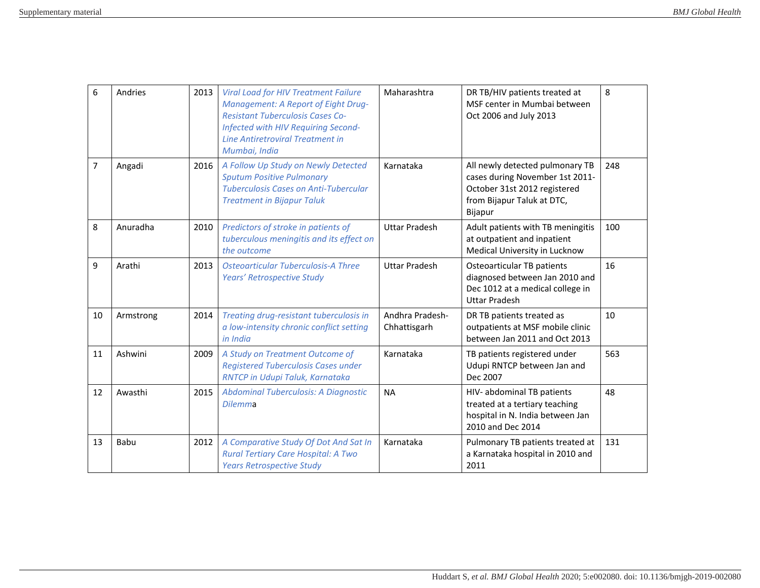| 6 | Andries | 2013 | *Viral Load for HIV Treatment Failure Management: A Report of Eight Drug-Resistant Tuberculosis Cases Co-Infected with HIV Requiring Second-Line Antiretroviral Treatment in Mumbai, India* | Maharashtra | DR TB/HIV patients treated at MSF center in Mumbai between Oct 2006 and July 2013 | 8 |
|---|---|---|---|---|---|---|
| 7 | Angadi | 2016 | *A Follow Up Study on Newly Detected Sputum Positive Pulmonary Tuberculosis Cases on Anti-Tubercular Treatment in Bijapur Taluk* | Karnataka | All newly detected pulmonary TB cases during November 1st 2011-October 31st 2012 registered from Bijapur Taluk at DTC, Bijapur | 248 |
| 8 | Anuradha | 2010 | *Predictors of stroke in patients of tuberculous meningitis and its effect on the outcome* | Uttar Pradesh | Adult patients with TB meningitis at outpatient and inpatient Medical University in Lucknow | 100 |
| 9 | Arathi | 2013 | *Osteoarticular Tuberculosis-A Three Years' Retrospective Study* | Uttar Pradesh | Osteoarticular TB patients diagnosed between Jan 2010 and Dec 1012 at a medical college in Uttar Pradesh | 16 |
| 10 | Armstrong | 2014 | *Treating drug-resistant tuberculosis in a low-intensity chronic conflict setting in India* | Andhra Pradesh-Chhattisgarh | DR TB patients treated as outpatients at MSF mobile clinic between Jan 2011 and Oct 2013 | 10 |
| 11 | Ashwini | 2009 | *A Study on Treatment Outcome of Registered Tuberculosis Cases under RNTCP in Udupi Taluk, Karnataka* | Karnataka | TB patients registered under Udupi RNTCP between Jan and Dec 2007 | 563 |
| 12 | Awasthi | 2015 | *Abdominal Tuberculosis: A Diagnostic Dilemm*a | NA | HIV- abdominal TB patients treated at a tertiary teaching hospital in N. India between Jan 2010 and Dec 2014 | 48 |
| 13 | Babu | 2012 | *A Comparative Study Of Dot And Sat In Rural Tertiary Care Hospital: A Two Years Retrospective Study* | Karnataka | Pulmonary TB patients treated at a Karnataka hospital in 2010 and 2011 | 131 |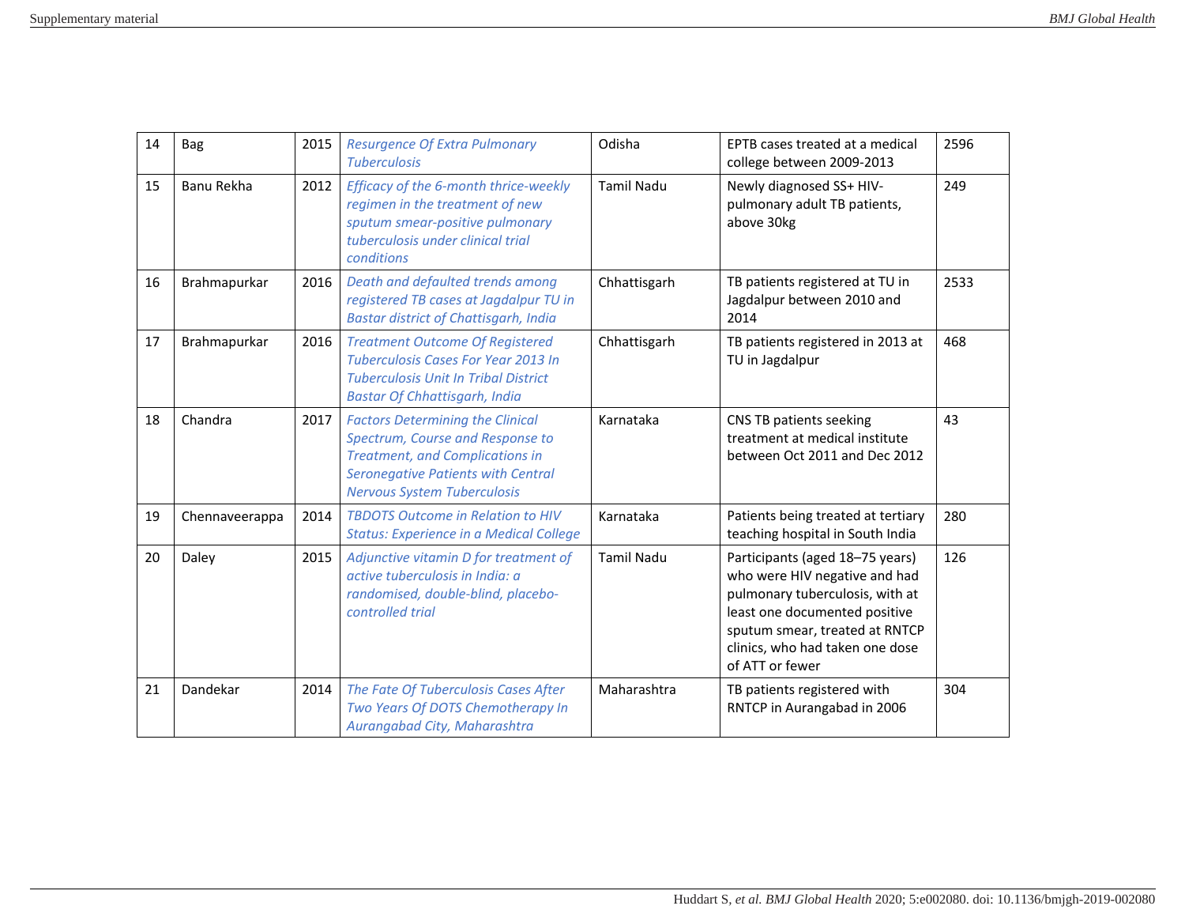| 14 | Bag | 2015 | *Resurgence Of Extra Pulmonary Tuberculosis* | Odisha | EPTB cases treated at a medical college between 2009-2013 | 2596 |
|---|---|---|---|---|---|---|
| 15 | Banu Rekha | 2012 | *Efficacy of the 6-month thrice-weekly regimen in the treatment of new sputum smear-positive pulmonary tuberculosis under clinical trial conditions* | Tamil Nadu | Newly diagnosed SS+ HIV-pulmonary adult TB patients, above 30kg | 249 |
| 16 | Brahmapurkar | 2016 | *Death and defaulted trends among registered TB cases at Jagdalpur TU in Bastar district of Chattisgarh, India* | Chhattisgarh | TB patients registered at TU in Jagdalpur between 2010 and 2014 | 2533 |
| 17 | Brahmapurkar | 2016 | *Treatment Outcome Of Registered Tuberculosis Cases For Year 2013 In Tuberculosis Unit In Tribal District Bastar Of Chhattisgarh, India* | Chhattisgarh | TB patients registered in 2013 at TU in Jagdalpur | 468 |
| 18 | Chandra | 2017 | *Factors Determining the Clinical Spectrum, Course and Response to Treatment, and Complications in Seronegative Patients with Central Nervous System Tuberculosis* | Karnataka | CNS TB patients seeking treatment at medical institute between Oct 2011 and Dec 2012 | 43 |
| 19 | Chennaveerappa | 2014 | *TBDOTS Outcome in Relation to HIV Status: Experience in a Medical College* | Karnataka | Patients being treated at tertiary teaching hospital in South India | 280 |
| 20 | Daley | 2015 | *Adjunctive vitamin D for treatment of active tuberculosis in India: a randomised, double-blind, placebo-controlled trial* | Tamil Nadu | Participants (aged 18–75 years) who were HIV negative and had pulmonary tuberculosis, with at least one documented positive sputum smear, treated at RNTCP clinics, who had taken one dose of ATT or fewer | 126 |
| 21 | Dandekar | 2014 | *The Fate Of Tuberculosis Cases After Two Years Of DOTS Chemotherapy In Aurangabad City, Maharashtra* | Maharashtra | TB patients registered with RNTCP in Aurangabad in 2006 | 304 |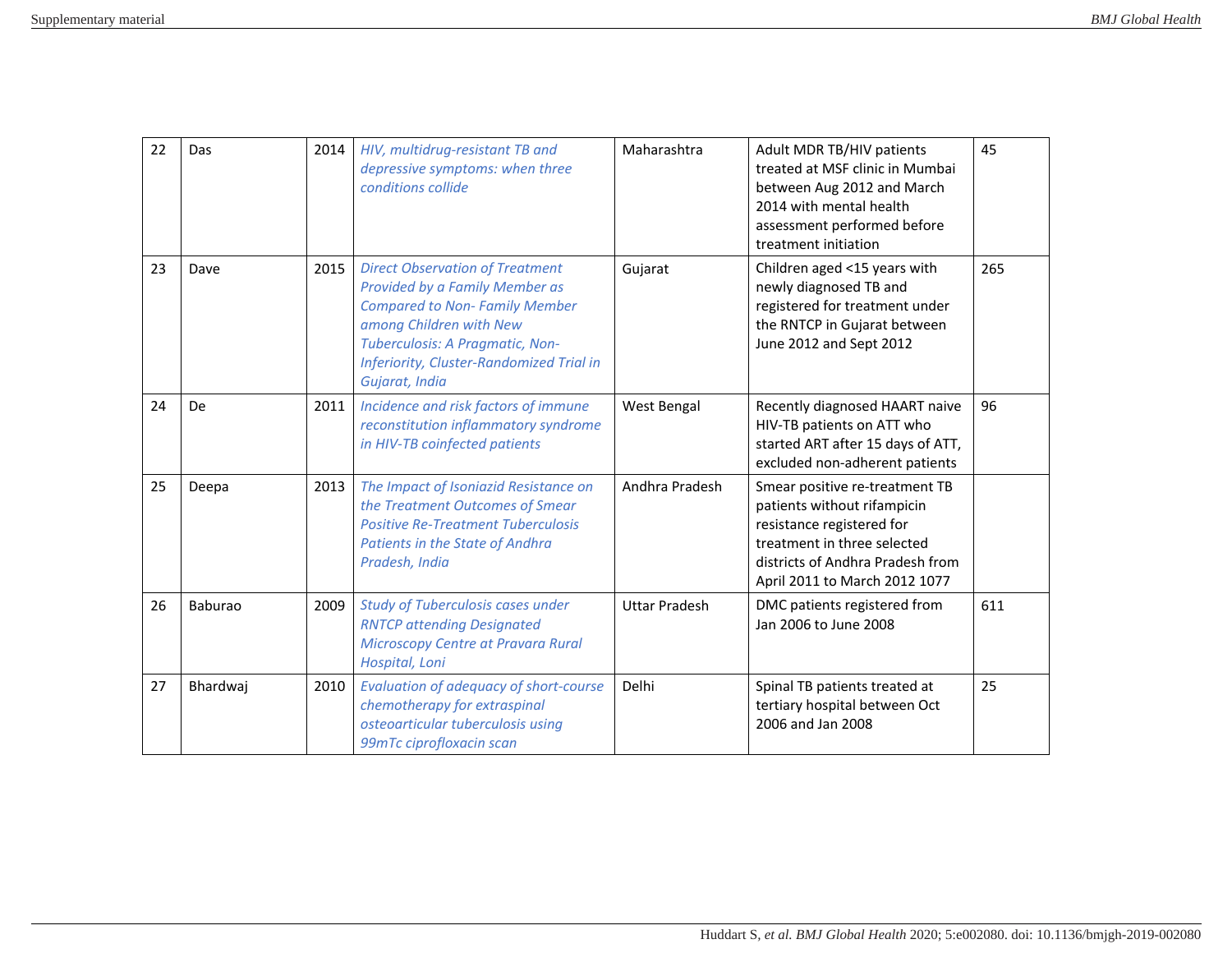| 22 | Das | 2014 | *HIV, multidrug-resistant TB and depressive symptoms: when three conditions collide* | Maharashtra | Adult MDR TB/HIV patients treated at MSF clinic in Mumbai between Aug 2012 and March 2014 with mental health assessment performed before treatment initiation | 45 |
|---|---|---|---|---|---|---|
| 23 | Dave | 2015 | *Direct Observation of Treatment Provided by a Family Member as Compared to Non- Family Member among Children with New Tuberculosis: A Pragmatic, Non-Inferiority, Cluster-Randomized Trial in Gujarat, India* | Gujarat | Children aged <15 years with newly diagnosed TB and registered for treatment under the RNTCP in Gujarat between June 2012 and Sept 2012 | 265 |
| 24 | De | 2011 | *Incidence and risk factors of immune reconstitution inflammatory syndrome in HIV-TB coinfected patients* | West Bengal | Recently diagnosed HAART naive HIV-TB patients on ATT who started ART after 15 days of ATT, excluded non-adherent patients | 96 |
| 25 | Deepa | 2013 | *The Impact of Isoniazid Resistance on the Treatment Outcomes of Smear Positive Re-Treatment Tuberculosis Patients in the State of Andhra Pradesh, India* | Andhra Pradesh | Smear positive re-treatment TB patients without rifampicin resistance registered for treatment in three selected districts of Andhra Pradesh from April 2011 to March 2012 1077 | |
| 26 | Baburao | 2009 | *Study of Tuberculosis cases under RNTCP attending Designated Microscopy Centre at Pravara Rural Hospital, Loni* | Uttar Pradesh | DMC patients registered from Jan 2006 to June 2008 | 611 |
| 27 | Bhardwaj | 2010 | *Evaluation of adequacy of short-course chemotherapy for extraspinal osteoarticular tuberculosis using 99mTc ciprofloxacin scan* | Delhi | Spinal TB patients treated at tertiary hospital between Oct 2006 and Jan 2008 | 25 |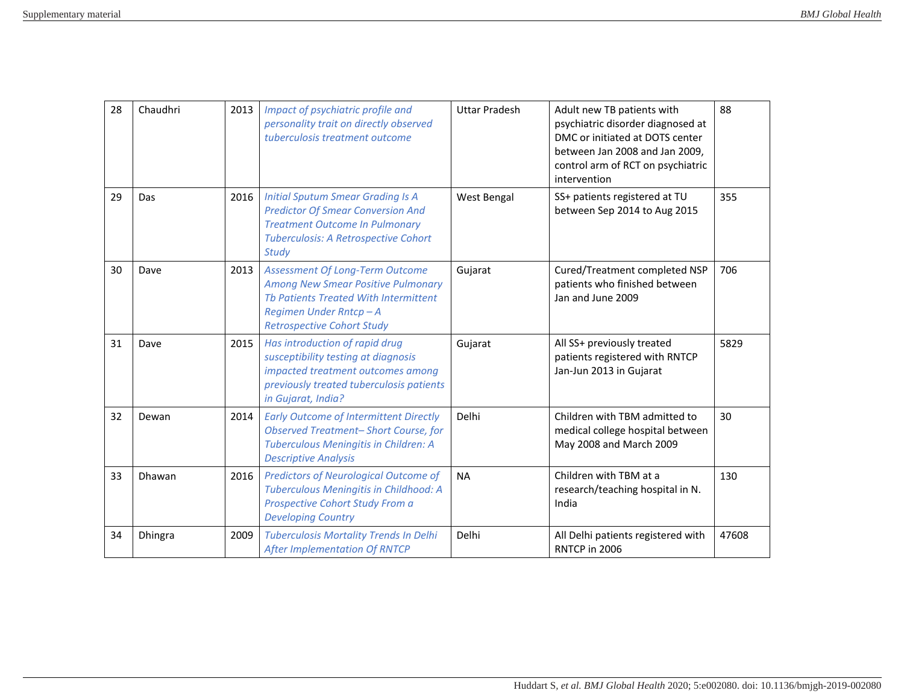| | | | | | | |
|---|---|---|---|---|---|---|
| 28 | Chaudhri | 2013 | *Impact of psychiatric profile and personality trait on directly observed tuberculosis treatment outcome* | Uttar Pradesh | Adult new TB patients with psychiatric disorder diagnosed at DMC or initiated at DOTS center between Jan 2008 and Jan 2009, control arm of RCT on psychiatric intervention | 88 |
| 29 | Das | 2016 | *Initial Sputum Smear Grading Is A Predictor Of Smear Conversion And Treatment Outcome In Pulmonary Tuberculosis: A Retrospective Cohort Study* | West Bengal | SS+ patients registered at TU between Sep 2014 to Aug 2015 | 355 |
| 30 | Dave | 2013 | *Assessment Of Long-Term Outcome Among New Smear Positive Pulmonary Tb Patients Treated With Intermittent Regimen Under Rntcp – A Retrospective Cohort Study* | Gujarat | Cured/Treatment completed NSP patients who finished between Jan and June 2009 | 706 |
| 31 | Dave | 2015 | *Has introduction of rapid drug susceptibility testing at diagnosis impacted treatment outcomes among previously treated tuberculosis patients in Gujarat, India?* | Gujarat | All SS+ previously treated patients registered with RNTCP Jan-Jun 2013 in Gujarat | 5829 |
| 32 | Dewan | 2014 | *Early Outcome of Intermittent Directly Observed Treatment– Short Course, for Tuberculous Meningitis in Children: A Descriptive Analysis* | Delhi | Children with TBM admitted to medical college hospital between May 2008 and March 2009 | 30 |
| 33 | Dhawan | 2016 | *Predictors of Neurological Outcome of Tuberculous Meningitis in Childhood: A Prospective Cohort Study From a Developing Country* | NA | Children with TBM at a research/teaching hospital in N. India | 130 |
| 34 | Dhingra | 2009 | *Tuberculosis Mortality Trends In Delhi After Implementation Of RNTCP* | Delhi | All Delhi patients registered with RNTCP in 2006 | 47608 |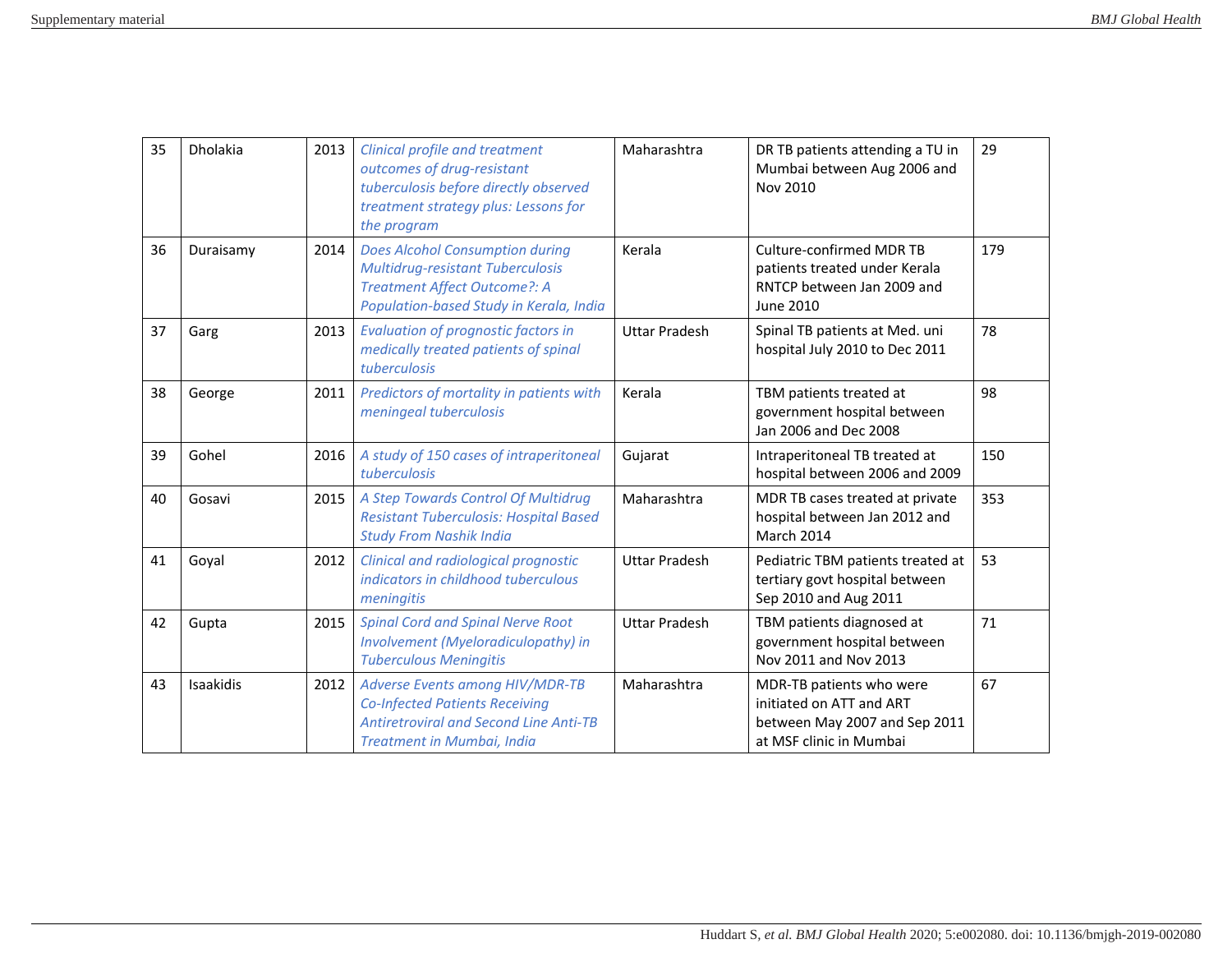| 35 | Dholakia | 2013 | *Clinical profile and treatment outcomes of drug-resistant tuberculosis before directly observed treatment strategy plus: Lessons for the program* | Maharashtra | DR TB patients attending a TU in Mumbai between Aug 2006 and Nov 2010 | 29 |
|---|---|---|---|---|---|---|
| 36 | Duraisamy | 2014 | *Does Alcohol Consumption during Multidrug-resistant Tuberculosis Treatment Affect Outcome?: A Population-based Study in Kerala, India* | Kerala | Culture-confirmed MDR TB patients treated under Kerala RNTCP between Jan 2009 and June 2010 | 179 |
| 37 | Garg | 2013 | *Evaluation of prognostic factors in medically treated patients of spinal tuberculosis* | Uttar Pradesh | Spinal TB patients at Med. uni hospital July 2010 to Dec 2011 | 78 |
| 38 | George | 2011 | *Predictors of mortality in patients with meningeal tuberculosis* | Kerala | TBM patients treated at government hospital between Jan 2006 and Dec 2008 | 98 |
| 39 | Gohel | 2016 | *A study of 150 cases of intraperitoneal tuberculosis* | Gujarat | Intraperitoneal TB treated at hospital between 2006 and 2009 | 150 |
| 40 | Gosavi | 2015 | *A Step Towards Control Of Multidrug Resistant Tuberculosis: Hospital Based Study From Nashik India* | Maharashtra | MDR TB cases treated at private hospital between Jan 2012 and March 2014 | 353 |
| 41 | Goyal | 2012 | *Clinical and radiological prognostic indicators in childhood tuberculous meningitis* | Uttar Pradesh | Pediatric TBM patients treated at tertiary govt hospital between Sep 2010 and Aug 2011 | 53 |
| 42 | Gupta | 2015 | *Spinal Cord and Spinal Nerve Root Involvement (Myeloradiculopathy) in Tuberculous Meningitis* | Uttar Pradesh | TBM patients diagnosed at government hospital between Nov 2011 and Nov 2013 | 71 |
| 43 | Isaakidis | 2012 | *Adverse Events among HIV/MDR-TB Co-Infected Patients Receiving Antiretroviral and Second Line Anti-TB Treatment in Mumbai, India* | Maharashtra | MDR-TB patients who were initiated on ATT and ART between May 2007 and Sep 2011 at MSF clinic in Mumbai | 67 |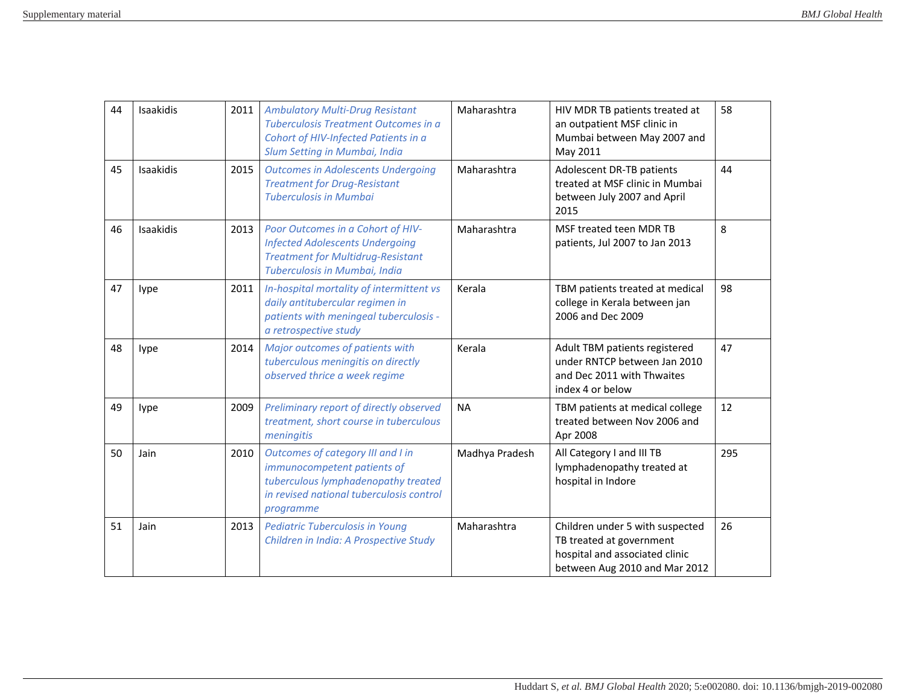| 44 | Isaakidis | 2011 | *Ambulatory Multi-Drug Resistant Tuberculosis Treatment Outcomes in a Cohort of HIV-Infected Patients in a Slum Setting in Mumbai, India* | Maharashtra | HIV MDR TB patients treated at an outpatient MSF clinic in Mumbai between May 2007 and May 2011 | 58 |
|---|---|---|---|---|---|---|
| 45 | Isaakidis | 2015 | *Outcomes in Adolescents Undergoing Treatment for Drug-Resistant Tuberculosis in Mumbai* | Maharashtra | Adolescent DR-TB patients treated at MSF clinic in Mumbai between July 2007 and April 2015 | 44 |
| 46 | Isaakidis | 2013 | *Poor Outcomes in a Cohort of HIV-Infected Adolescents Undergoing Treatment for Multidrug-Resistant Tuberculosis in Mumbai, India* | Maharashtra | MSF treated teen MDR TB patients, Jul 2007 to Jan 2013 | 8 |
| 47 | Iype | 2011 | *In-hospital mortality of intermittent vs daily antitubercular regimen in patients with meningeal tuberculosis - a retrospective study* | Kerala | TBM patients treated at medical college in Kerala between jan 2006 and Dec 2009 | 98 |
| 48 | Iype | 2014 | *Major outcomes of patients with tuberculous meningitis on directly observed thrice a week regime* | Kerala | Adult TBM patients registered under RNTCP between Jan 2010 and Dec 2011 with Thwaites index 4 or below | 47 |
| 49 | Iype | 2009 | *Preliminary report of directly observed treatment, short course in tuberculous meningitis* | NA | TBM patients at medical college treated between Nov 2006 and Apr 2008 | 12 |
| 50 | Jain | 2010 | *Outcomes of category III and I in immunocompetent patients of tuberculous lymphadenopathy treated in revised national tuberculosis control programme* | Madhya Pradesh | All Category I and III TB lymphadenopathy treated at hospital in Indore | 295 |
| 51 | Jain | 2013 | *Pediatric Tuberculosis in Young Children in India: A Prospective Study* | Maharashtra | Children under 5 with suspected TB treated at government hospital and associated clinic between Aug 2010 and Mar 2012 | 26 |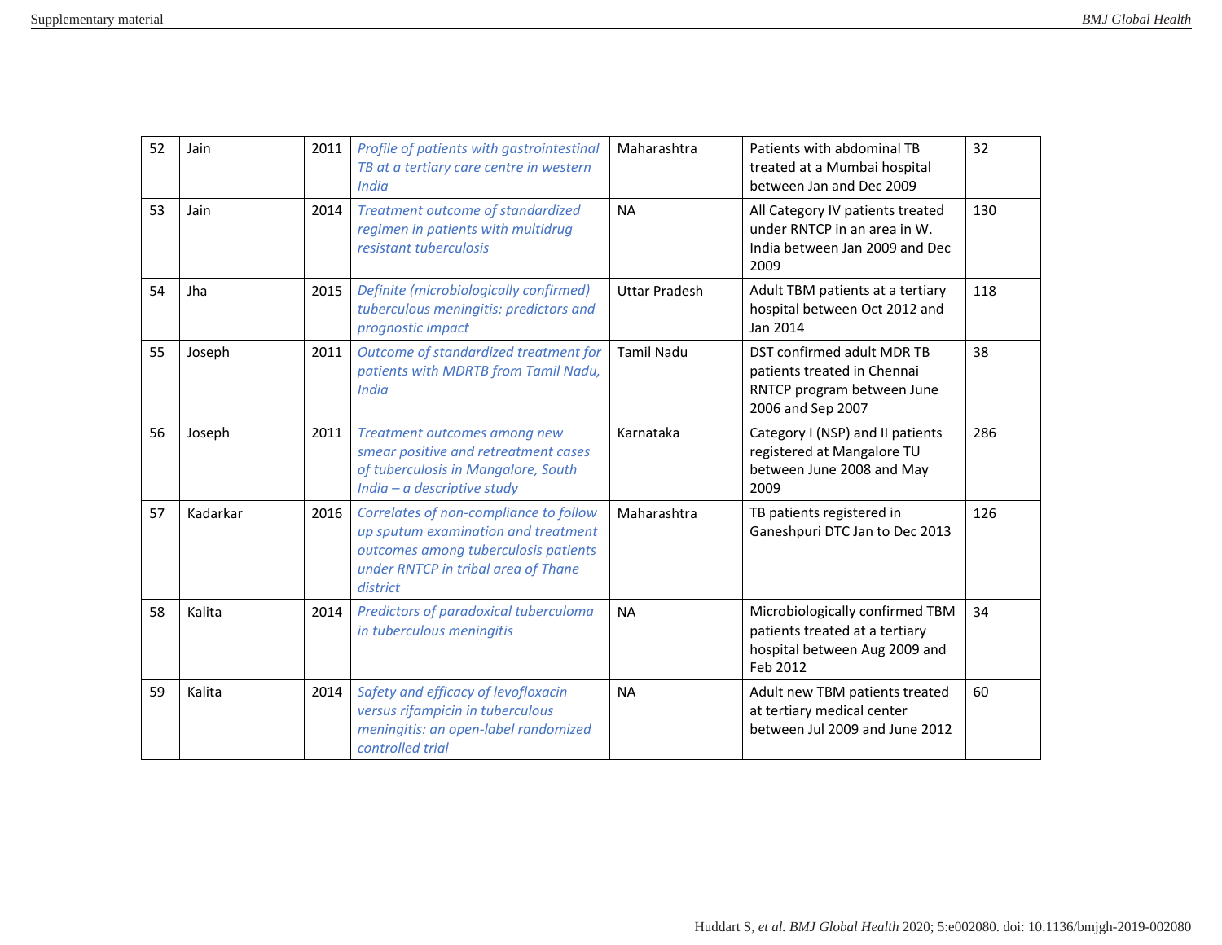| 52 | Jain | 2011 | *Profile of patients with gastrointestinal TB at a tertiary care centre in western India* | Maharashtra | Patients with abdominal TB treated at a Mumbai hospital between Jan and Dec 2009 | 32 |
|---|---|---|---|---|---|---|
| 53 | Jain | 2014 | *Treatment outcome of standardized regimen in patients with multidrug resistant tuberculosis* | NA | All Category IV patients treated under RNTCP in an area in W. India between Jan 2009 and Dec 2009 | 130 |
| 54 | Jha | 2015 | *Definite (microbiologically confirmed) tuberculous meningitis: predictors and prognostic impact* | Uttar Pradesh | Adult TBM patients at a tertiary hospital between Oct 2012 and Jan 2014 | 118 |
| 55 | Joseph | 2011 | *Outcome of standardized treatment for patients with MDRTB from Tamil Nadu, India* | Tamil Nadu | DST confirmed adult MDR TB patients treated in Chennai RNTCP program between June 2006 and Sep 2007 | 38 |
| 56 | Joseph | 2011 | *Treatment outcomes among new smear positive and retreatment cases of tuberculosis in Mangalore, South India – a descriptive study* | Karnataka | Category I (NSP) and II patients registered at Mangalore TU between June 2008 and May 2009 | 286 |
| 57 | Kadarkar | 2016 | *Correlates of non-compliance to follow up sputum examination and treatment outcomes among tuberculosis patients under RNTCP in tribal area of Thane district* | Maharashtra | TB patients registered in Ganeshpuri DTC Jan to Dec 2013 | 126 |
| 58 | Kalita | 2014 | *Predictors of paradoxical tuberculoma in tuberculous meningitis* | NA | Microbiologically confirmed TBM patients treated at a tertiary hospital between Aug 2009 and Feb 2012 | 34 |
| 59 | Kalita | 2014 | *Safety and efficacy of levofloxacin versus rifampicin in tuberculous meningitis: an open-label randomized controlled trial* | NA | Adult new TBM patients treated at tertiary medical center between Jul 2009 and June 2012 | 60 |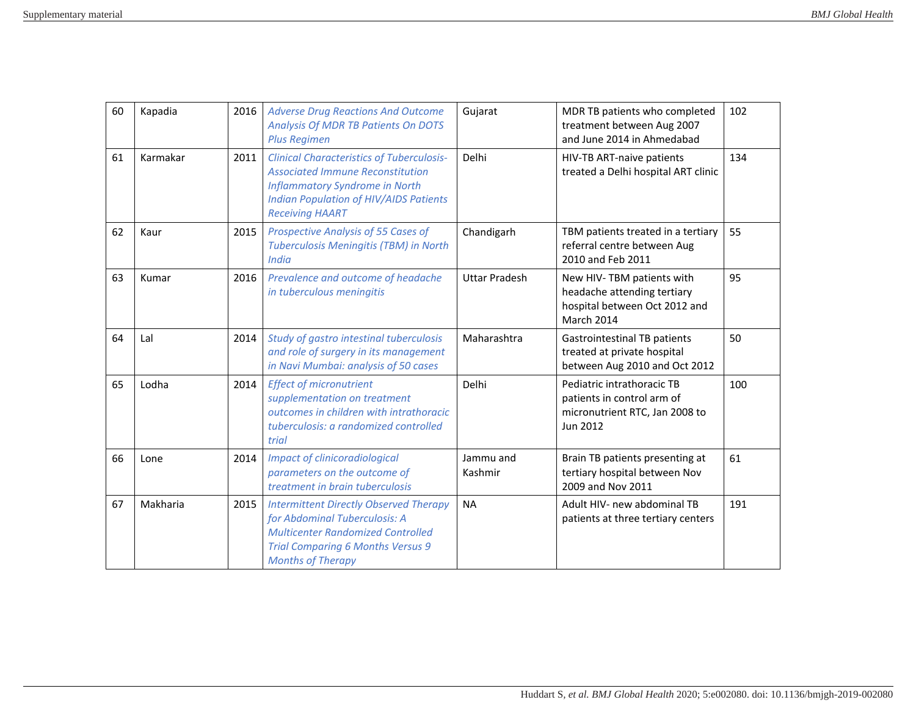| 60 | Kapadia | 2016 | *Adverse Drug Reactions And Outcome Analysis Of MDR TB Patients On DOTS Plus Regimen* | Gujarat | MDR TB patients who completed treatment between Aug 2007 and June 2014 in Ahmedabad | 102 |
|---|---|---|---|---|---|---|
| 61 | Karmakar | 2011 | *Clinical Characteristics of Tuberculosis-Associated Immune Reconstitution Inflammatory Syndrome in North Indian Population of HIV/AIDS Patients Receiving HAART* | Delhi | HIV-TB ART-naive patients treated a Delhi hospital ART clinic | 134 |
| 62 | Kaur | 2015 | *Prospective Analysis of 55 Cases of Tuberculosis Meningitis (TBM) in North India* | Chandigarh | TBM patients treated in a tertiary referral centre between Aug 2010 and Feb 2011 | 55 |
| 63 | Kumar | 2016 | *Prevalence and outcome of headache in tuberculous meningitis* | Uttar Pradesh | New HIV- TBM patients with headache attending tertiary hospital between Oct 2012 and March 2014 | 95 |
| 64 | Lal | 2014 | *Study of gastro intestinal tuberculosis and role of surgery in its management in Navi Mumbai: analysis of 50 cases* | Maharashtra | Gastrointestinal TB patients treated at private hospital between Aug 2010 and Oct 2012 | 50 |
| 65 | Lodha | 2014 | *Effect of micronutrient supplementation on treatment outcomes in children with intrathoracic tuberculosis: a randomized controlled trial* | Delhi | Pediatric intrathoracic TB patients in control arm of micronutrient RTC, Jan 2008 to Jun 2012 | 100 |
| 66 | Lone | 2014 | *Impact of clinicoradiological parameters on the outcome of treatment in brain tuberculosis* | Jammu and Kashmir | Brain TB patients presenting at tertiary hospital between Nov 2009 and Nov 2011 | 61 |
| 67 | Makharia | 2015 | *Intermittent Directly Observed Therapy for Abdominal Tuberculosis: A Multicenter Randomized Controlled Trial Comparing 6 Months Versus 9 Months of Therapy* | NA | Adult HIV- new abdominal TB patients at three tertiary centers | 191 |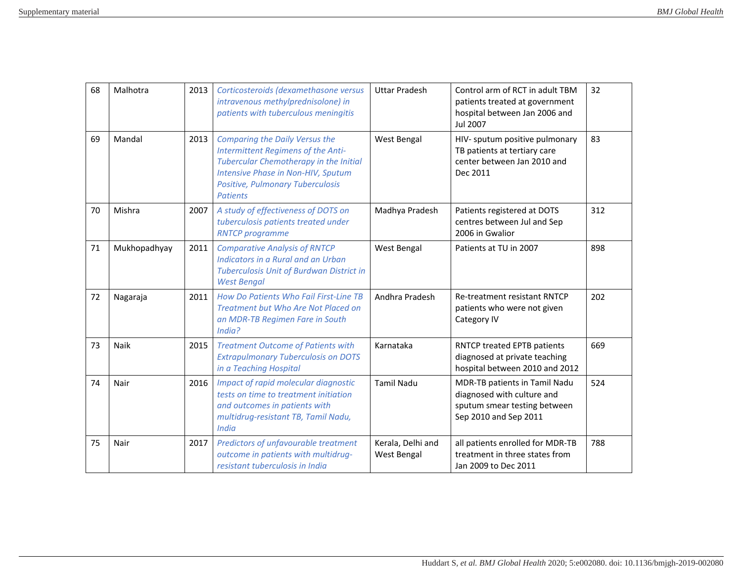| 68 | Malhotra | 2013 | *Corticosteroids (dexamethasone versus intravenous methylprednisolone) in patients with tuberculous meningitis* | Uttar Pradesh | Control arm of RCT in adult TBM patients treated at government hospital between Jan 2006 and Jul 2007 | 32 |
|---|---|---|---|---|---|---|
| 69 | Mandal | 2013 | *Comparing the Daily Versus the Intermittent Regimens of the Anti-Tubercular Chemotherapy in the Initial Intensive Phase in Non-HIV, Sputum Positive, Pulmonary Tuberculosis Patients* | West Bengal | HIV- sputum positive pulmonary TB patients at tertiary care center between Jan 2010 and Dec 2011 | 83 |
| 70 | Mishra | 2007 | *A study of effectiveness of DOTS on tuberculosis patients treated under RNTCP programme* | Madhya Pradesh | Patients registered at DOTS centres between Jul and Sep 2006 in Gwalior | 312 |
| 71 | Mukhopadhyay | 2011 | *Comparative Analysis of RNTCP Indicators in a Rural and an Urban Tuberculosis Unit of Burdwan District in West Bengal* | West Bengal | Patients at TU in 2007 | 898 |
| 72 | Nagaraja | 2011 | *How Do Patients Who Fail First-Line TB Treatment but Who Are Not Placed on an MDR-TB Regimen Fare in South India?* | Andhra Pradesh | Re-treatment resistant RNTCP patients who were not given Category IV | 202 |
| 73 | Naik | 2015 | *Treatment Outcome of Patients with Extrapulmonary Tuberculosis on DOTS in a Teaching Hospital* | Karnataka | RNTCP treated EPTB patients diagnosed at private teaching hospital between 2010 and 2012 | 669 |
| 74 | Nair | 2016 | *Impact of rapid molecular diagnostic tests on time to treatment initiation and outcomes in patients with multidrug-resistant TB, Tamil Nadu, India* | Tamil Nadu | MDR-TB patients in Tamil Nadu diagnosed with culture and sputum smear testing between Sep 2010 and Sep 2011 | 524 |
| 75 | Nair | 2017 | *Predictors of unfavourable treatment outcome in patients with multidrug-resistant tuberculosis in India* | Kerala, Delhi and West Bengal | all patients enrolled for MDR-TB treatment in three states from Jan 2009 to Dec 2011 | 788 |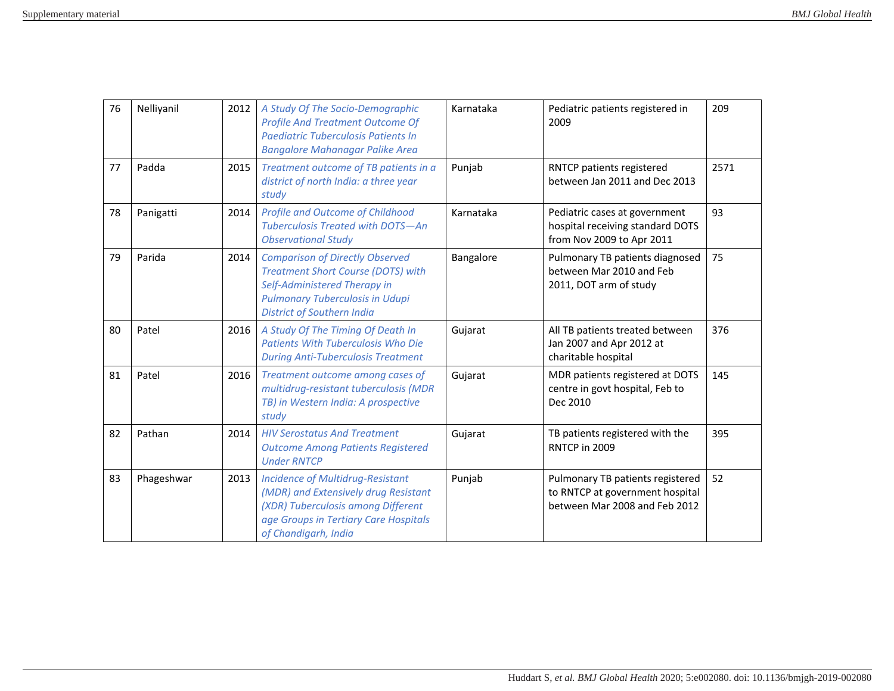| 76 | Nelliyanil | 2012 | *A Study Of The Socio-Demographic Profile And Treatment Outcome Of Paediatric Tuberculosis Patients In Bangalore Mahanagar Palike Area* | Karnataka | Pediatric patients registered in 2009 | 209 |
|---|---|---|---|---|---|---|
| 77 | Padda | 2015 | *Treatment outcome of TB patients in a district of north India: a three year study* | Punjab | RNTCP patients registered between Jan 2011 and Dec 2013 | 2571 |
| 78 | Panigatti | 2014 | *Profile and Outcome of Childhood Tuberculosis Treated with DOTS—An Observational Study* | Karnataka | Pediatric cases at government hospital receiving standard DOTS from Nov 2009 to Apr 2011 | 93 |
| 79 | Parida | 2014 | *Comparison of Directly Observed Treatment Short Course (DOTS) with Self-Administered Therapy in Pulmonary Tuberculosis in Udupi District of Southern India* | Bangalore | Pulmonary TB patients diagnosed between Mar 2010 and Feb 2011, DOT arm of study | 75 |
| 80 | Patel | 2016 | *A Study Of The Timing Of Death In Patients With Tuberculosis Who Die During Anti-Tuberculosis Treatment* | Gujarat | All TB patients treated between Jan 2007 and Apr 2012 at charitable hospital | 376 |
| 81 | Patel | 2016 | *Treatment outcome among cases of multidrug-resistant tuberculosis (MDR TB) in Western India: A prospective study* | Gujarat | MDR patients registered at DOTS centre in govt hospital, Feb to Dec 2010 | 145 |
| 82 | Pathan | 2014 | *HIV Serostatus And Treatment Outcome Among Patients Registered Under RNTCP* | Gujarat | TB patients registered with the RNTCP in 2009 | 395 |
| 83 | Phageshwar | 2013 | *Incidence of Multidrug-Resistant (MDR) and Extensively drug Resistant (XDR) Tuberculosis among Different age Groups in Tertiary Care Hospitals of Chandigarh, India* | Punjab | Pulmonary TB patients registered to RNTCP at government hospital between Mar 2008 and Feb 2012 | 52 |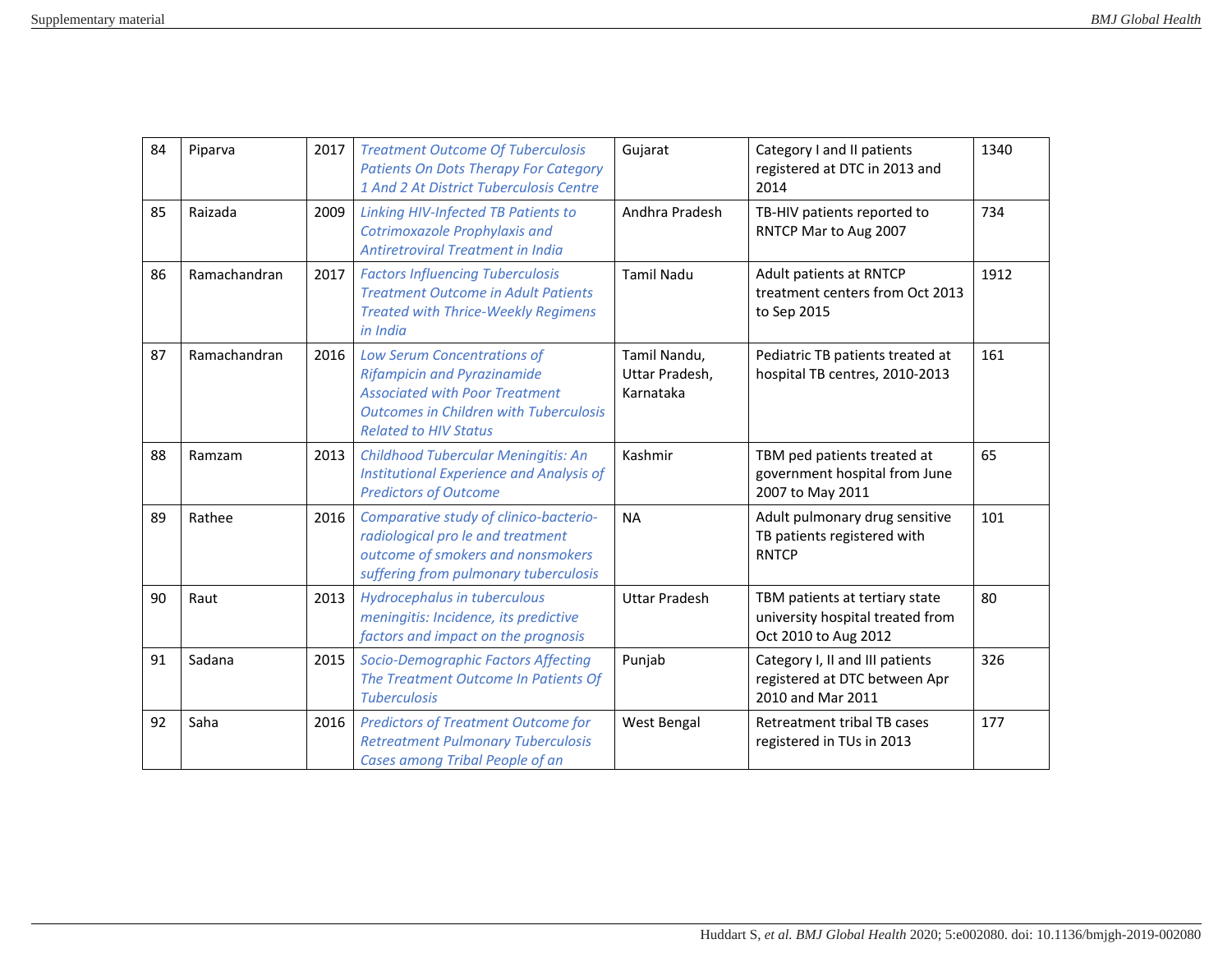| 84 | Piparva | 2017 | *Treatment Outcome Of Tuberculosis Patients On Dots Therapy For Category 1 And 2 At District Tuberculosis Centre* | Gujarat | Category I and II patients registered at DTC in 2013 and 2014 | 1340 |
|---|---|---|---|---|---|---|
| 85 | Raizada | 2009 | *Linking HIV-Infected TB Patients to Cotrimoxazole Prophylaxis and Antiretroviral Treatment in India* | Andhra Pradesh | TB-HIV patients reported to RNTCP Mar to Aug 2007 | 734 |
| 86 | Ramachandran | 2017 | *Factors Influencing Tuberculosis Treatment Outcome in Adult Patients Treated with Thrice-Weekly Regimens in India* | Tamil Nadu | Adult patients at RNTCP treatment centers from Oct 2013 to Sep 2015 | 1912 |
| 87 | Ramachandran | 2016 | *Low Serum Concentrations of Rifampicin and Pyrazinamide Associated with Poor Treatment Outcomes in Children with Tuberculosis Related to HIV Status* | Tamil Nandu, Uttar Pradesh, Karnataka | Pediatric TB patients treated at hospital TB centres, 2010-2013 | 161 |
| 88 | Ramzam | 2013 | *Childhood Tubercular Meningitis: An Institutional Experience and Analysis of Predictors of Outcome* | Kashmir | TBM ped patients treated at government hospital from June 2007 to May 2011 | 65 |
| 89 | Rathee | 2016 | *Comparative study of clinico-bacterio-radiological pro le and treatment outcome of smokers and nonsmokers suffering from pulmonary tuberculosis* | NA | Adult pulmonary drug sensitive TB patients registered with RNTCP | 101 |
| 90 | Raut | 2013 | *Hydrocephalus in tuberculous meningitis: Incidence, its predictive factors and impact on the prognosis* | Uttar Pradesh | TBM patients at tertiary state university hospital treated from Oct 2010 to Aug 2012 | 80 |
| 91 | Sadana | 2015 | *Socio-Demographic Factors Affecting The Treatment Outcome In Patients Of Tuberculosis* | Punjab | Category I, II and III patients registered at DTC between Apr 2010 and Mar 2011 | 326 |
| 92 | Saha | 2016 | *Predictors of Treatment Outcome for Retreatment Pulmonary Tuberculosis Cases among Tribal People of an* | West Bengal | Retreatment tribal TB cases registered in TUs in 2013 | 177 |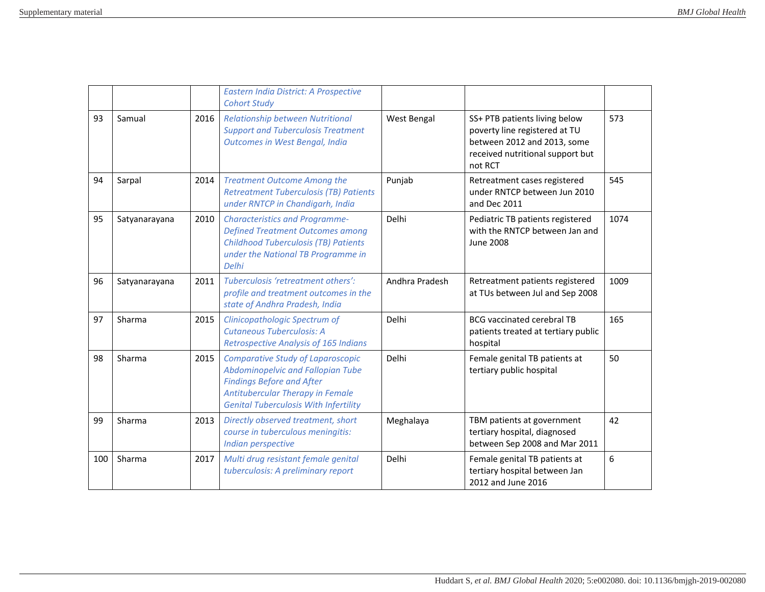| | | | | | | |
|---|---|---|---|---|---|---|
| | | | *Eastern India District: A Prospective Cohort Study* | | | |
| 93 | Samual | 2016 | *Relationship between Nutritional Support and Tuberculosis Treatment Outcomes in West Bengal, India* | West Bengal | SS+ PTB patients living below poverty line registered at TU between 2012 and 2013, some received nutritional support but not RCT | 573 |
| 94 | Sarpal | 2014 | *Treatment Outcome Among the Retreatment Tuberculosis (TB) Patients under RNTCP in Chandigarh, India* | Punjab | Retreatment cases registered under RNTCP between Jun 2010 and Dec 2011 | 545 |
| 95 | Satyanarayana | 2010 | *Characteristics and Programme-Defined Treatment Outcomes among Childhood Tuberculosis (TB) Patients under the National TB Programme in Delhi* | Delhi | Pediatric TB patients registered with the RNTCP between Jan and June 2008 | 1074 |
| 96 | Satyanarayana | 2011 | *Tuberculosis 'retreatment others': profile and treatment outcomes in the state of Andhra Pradesh, India* | Andhra Pradesh | Retreatment patients registered at TUs between Jul and Sep 2008 | 1009 |
| 97 | Sharma | 2015 | *Clinicopathologic Spectrum of Cutaneous Tuberculosis: A Retrospective Analysis of 165 Indians* | Delhi | BCG vaccinated cerebral TB patients treated at tertiary public hospital | 165 |
| 98 | Sharma | 2015 | *Comparative Study of Laparoscopic Abdominopelvic and Fallopian Tube Findings Before and After Antitubercular Therapy in Female Genital Tuberculosis With Infertility* | Delhi | Female genital TB patients at tertiary public hospital | 50 |
| 99 | Sharma | 2013 | *Directly observed treatment, short course in tuberculous meningitis: Indian perspective* | Meghalaya | TBM patients at government tertiary hospital, diagnosed between Sep 2008 and Mar 2011 | 42 |
| 100 | Sharma | 2017 | *Multi drug resistant female genital tuberculosis: A preliminary report* | Delhi | Female genital TB patients at tertiary hospital between Jan 2012 and June 2016 | 6 |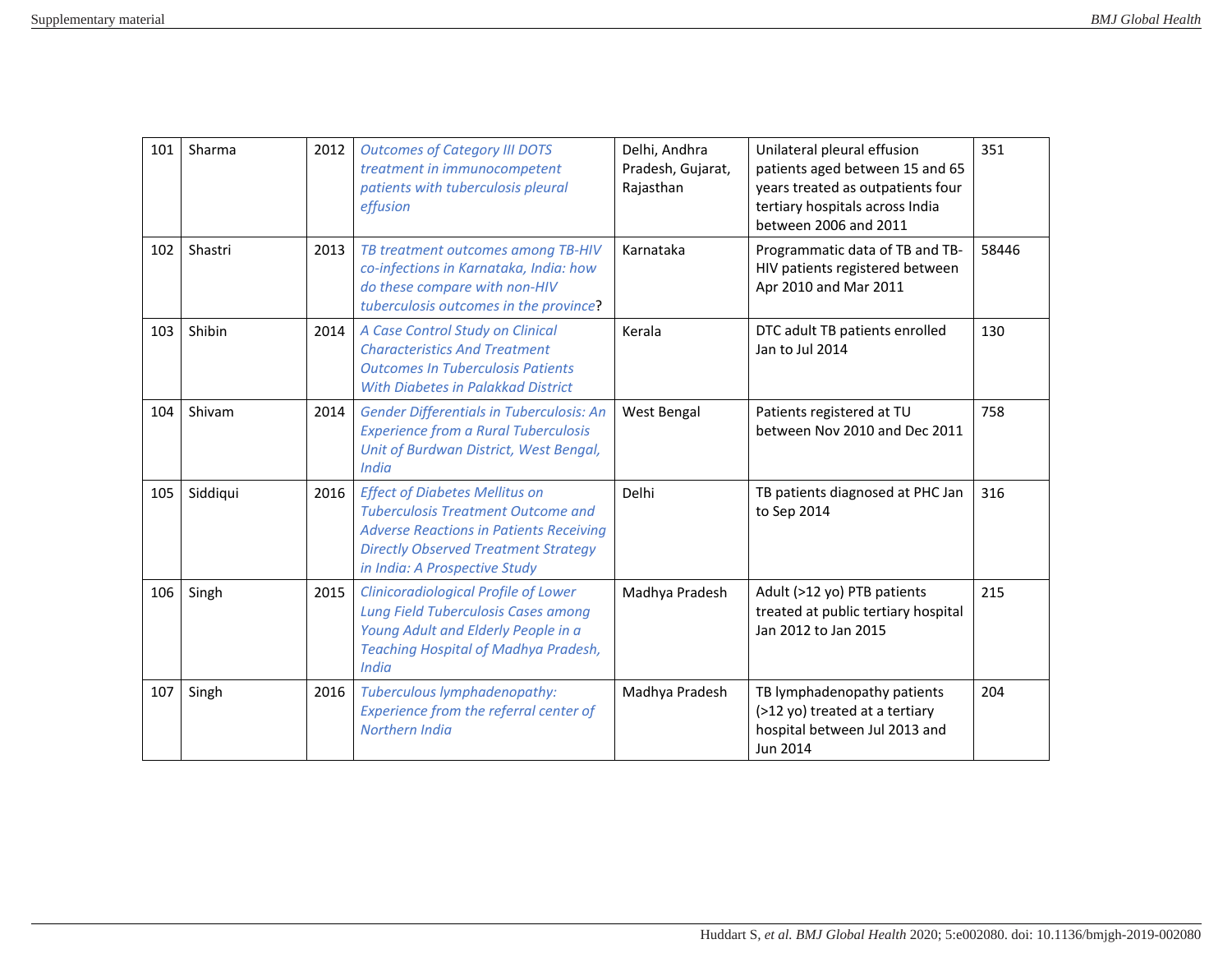| 101 | Sharma | 2012 | *Outcomes of Category III DOTS treatment in immunocompetent patients with tuberculosis pleural effusion* | Delhi, Andhra Pradesh, Gujarat, Rajasthan | Unilateral pleural effusion patients aged between 15 and 65 years treated as outpatients four tertiary hospitals across India between 2006 and 2011 | 351 |
|---|---|---|---|---|---|---|
| 102 | Shastri | 2013 | *TB treatment outcomes among TB-HIV co-infections in Karnataka, India: how do these compare with non-HIV tuberculosis outcomes in the province*? | Karnataka | Programmatic data of TB and TB-HIV patients registered between Apr 2010 and Mar 2011 | 58446 |
| 103 | Shibin | 2014 | *A Case Control Study on Clinical Characteristics And Treatment Outcomes In Tuberculosis Patients With Diabetes in Palakkad District* | Kerala | DTC adult TB patients enrolled Jan to Jul 2014 | 130 |
| 104 | Shivam | 2014 | *Gender Differentials in Tuberculosis: An Experience from a Rural Tuberculosis Unit of Burdwan District, West Bengal, India* | West Bengal | Patients registered at TU between Nov 2010 and Dec 2011 | 758 |
| 105 | Siddiqui | 2016 | *Effect of Diabetes Mellitus on Tuberculosis Treatment Outcome and Adverse Reactions in Patients Receiving Directly Observed Treatment Strategy in India: A Prospective Study* | Delhi | TB patients diagnosed at PHC Jan to Sep 2014 | 316 |
| 106 | Singh | 2015 | *Clinicoradiological Profile of Lower Lung Field Tuberculosis Cases among Young Adult and Elderly People in a Teaching Hospital of Madhya Pradesh, India* | Madhya Pradesh | Adult (>12 yo) PTB patients treated at public tertiary hospital Jan 2012 to Jan 2015 | 215 |
| 107 | Singh | 2016 | *Tuberculous lymphadenopathy: Experience from the referral center of Northern India* | Madhya Pradesh | TB lymphadenopathy patients (>12 yo) treated at a tertiary hospital between Jul 2013 and Jun 2014 | 204 |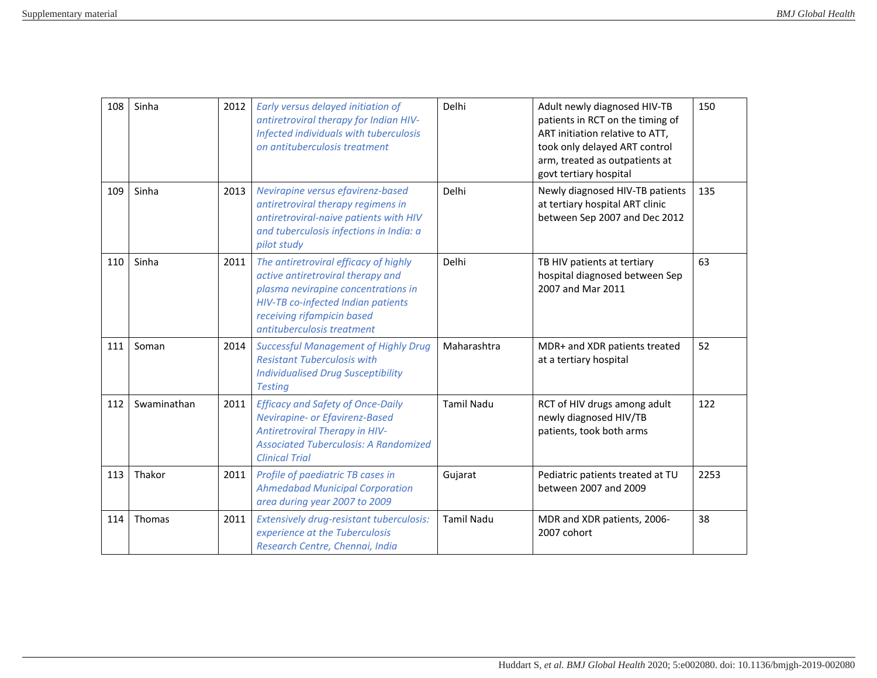| 108 | Sinha | 2012 | *Early versus delayed initiation of antiretroviral therapy for Indian HIV-Infected individuals with tuberculosis on antituberculosis treatment* | Delhi | Adult newly diagnosed HIV-TB patients in RCT on the timing of ART initiation relative to ATT, took only delayed ART control arm, treated as outpatients at govt tertiary hospital | 150 |
|---|---|---|---|---|---|---|
| 109 | Sinha | 2013 | *Nevirapine versus efavirenz-based antiretroviral therapy regimens in antiretroviral-naive patients with HIV and tuberculosis infections in India: a pilot study* | Delhi | Newly diagnosed HIV-TB patients at tertiary hospital ART clinic between Sep 2007 and Dec 2012 | 135 |
| 110 | Sinha | 2011 | *The antiretroviral efficacy of highly active antiretroviral therapy and plasma nevirapine concentrations in HIV-TB co-infected Indian patients receiving rifampicin based antituberculosis treatment* | Delhi | TB HIV patients at tertiary hospital diagnosed between Sep 2007 and Mar 2011 | 63 |
| 111 | Soman | 2014 | *Successful Management of Highly Drug Resistant Tuberculosis with Individualised Drug Susceptibility Testing* | Maharashtra | MDR+ and XDR patients treated at a tertiary hospital | 52 |
| 112 | Swaminathan | 2011 | *Efficacy and Safety of Once-Daily Nevirapine- or Efavirenz-Based Antiretroviral Therapy in HIV-Associated Tuberculosis: A Randomized Clinical Trial* | Tamil Nadu | RCT of HIV drugs among adult newly diagnosed HIV/TB patients, took both arms | 122 |
| 113 | Thakor | 2011 | *Profile of paediatric TB cases in Ahmedabad Municipal Corporation area during year 2007 to 2009* | Gujarat | Pediatric patients treated at TU between 2007 and 2009 | 2253 |
| 114 | Thomas | 2011 | *Extensively drug-resistant tuberculosis: experience at the Tuberculosis Research Centre, Chennai, India* | Tamil Nadu | MDR and XDR patients, 2006-2007 cohort | 38 |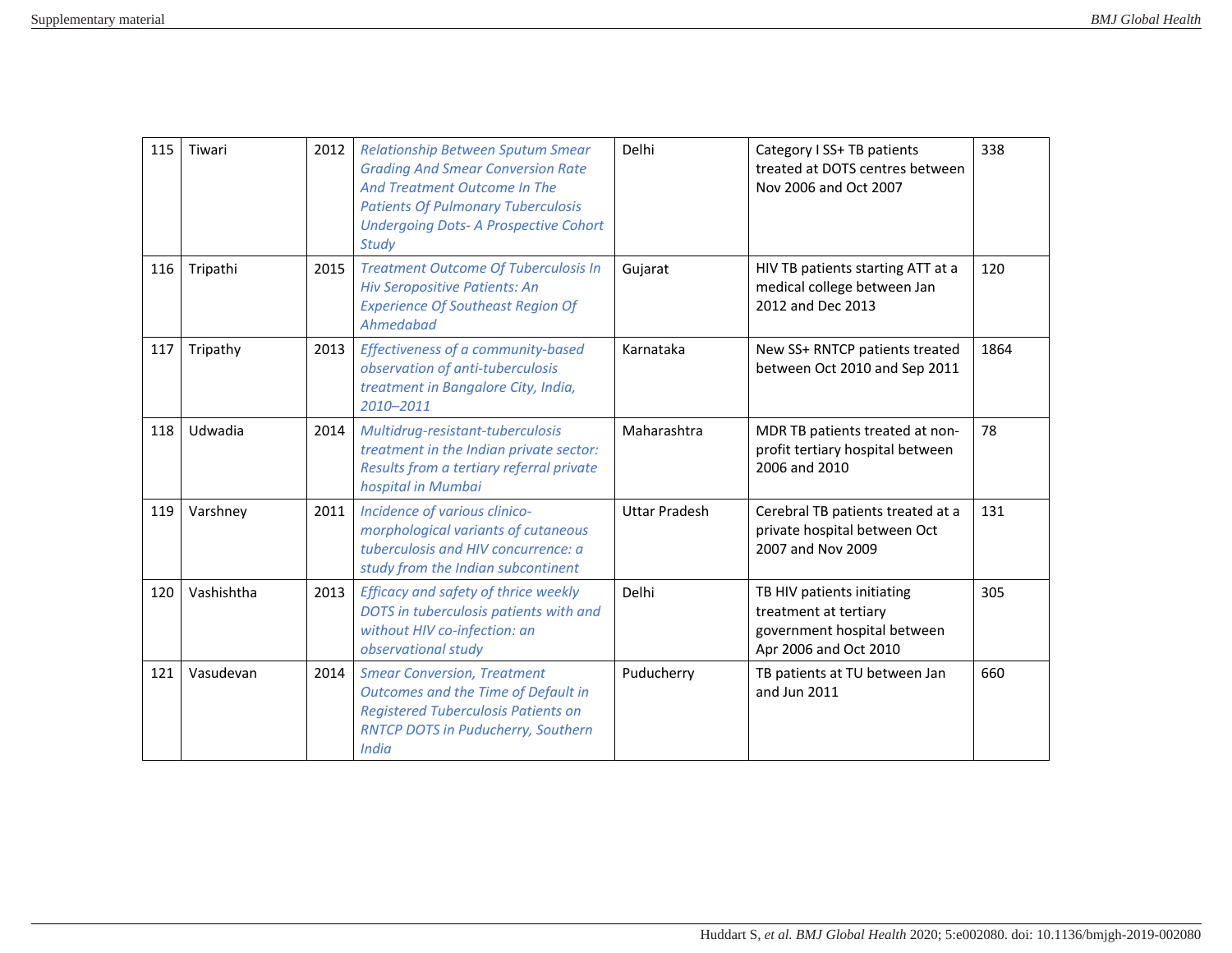| 115 | Tiwari | 2012 | *Relationship Between Sputum Smear Grading And Smear Conversion Rate And Treatment Outcome In The Patients Of Pulmonary Tuberculosis Undergoing Dots- A Prospective Cohort Study* | Delhi | Category I SS+ TB patients treated at DOTS centres between Nov 2006 and Oct 2007 | 338 |
|---|---|---|---|---|---|---|
| 116 | Tripathi | 2015 | *Treatment Outcome Of Tuberculosis In Hiv Seropositive Patients: An Experience Of Southeast Region Of Ahmedabad* | Gujarat | HIV TB patients starting ATT at a medical college between Jan 2012 and Dec 2013 | 120 |
| 117 | Tripathy | 2013 | *Effectiveness of a community-based observation of anti-tuberculosis treatment in Bangalore City, India, 2010–2011* | Karnataka | New SS+ RNTCP patients treated between Oct 2010 and Sep 2011 | 1864 |
| 118 | Udwadia | 2014 | *Multidrug-resistant-tuberculosis treatment in the Indian private sector: Results from a tertiary referral private hospital in Mumbai* | Maharashtra | MDR TB patients treated at non-profit tertiary hospital between 2006 and 2010 | 78 |
| 119 | Varshney | 2011 | *Incidence of various clinico-morphological variants of cutaneous tuberculosis and HIV concurrence: a study from the Indian subcontinent* | Uttar Pradesh | Cerebral TB patients treated at a private hospital between Oct 2007 and Nov 2009 | 131 |
| 120 | Vashishtha | 2013 | *Efficacy and safety of thrice weekly DOTS in tuberculosis patients with and without HIV co-infection: an observational study* | Delhi | TB HIV patients initiating treatment at tertiary government hospital between Apr 2006 and Oct 2010 | 305 |
| 121 | Vasudevan | 2014 | *Smear Conversion, Treatment Outcomes and the Time of Default in Registered Tuberculosis Patients on RNTCP DOTS in Puducherry, Southern India* | Puducherry | TB patients at TU between Jan and Jun 2011 | 660 |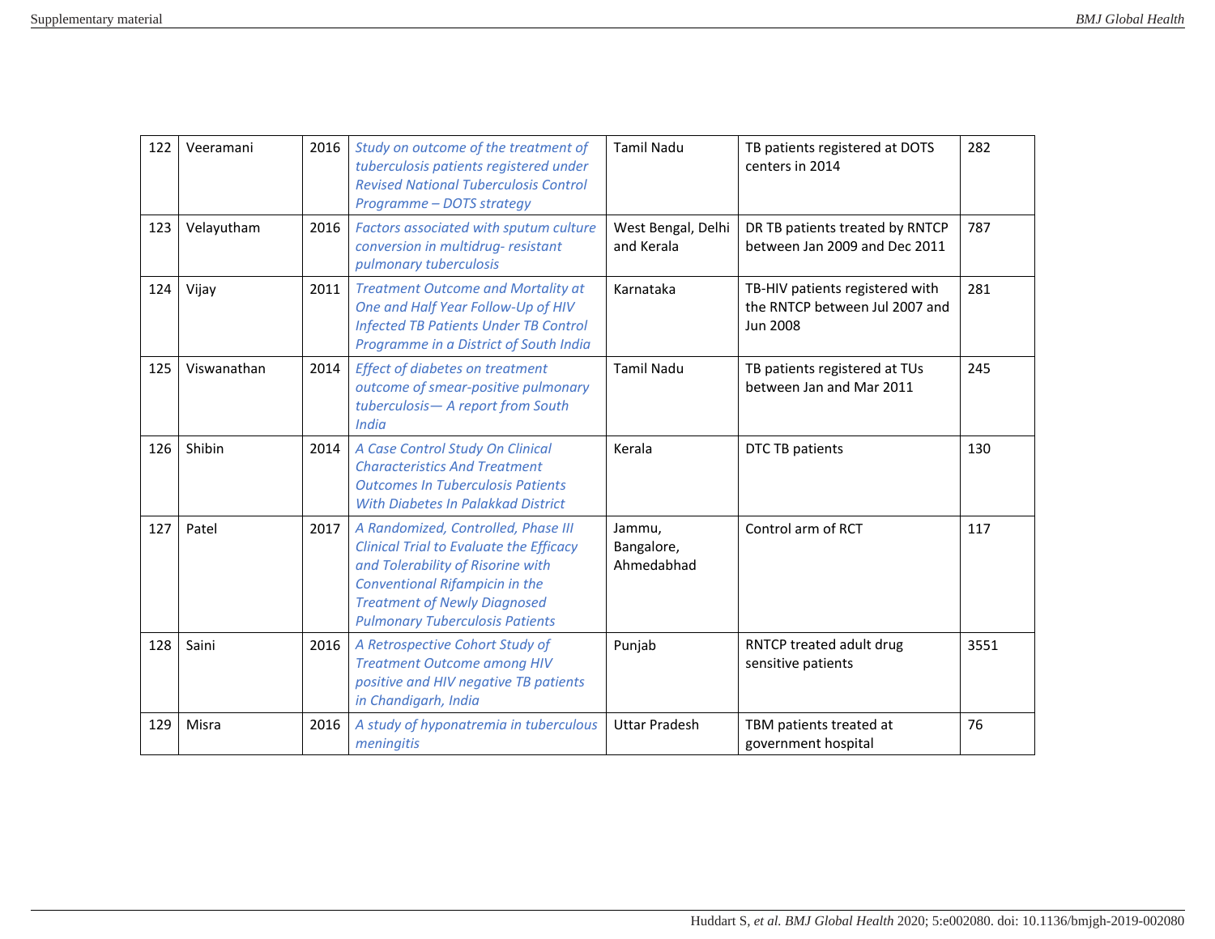| 122 | Veeramani | 2016 | *Study on outcome of the treatment of tuberculosis patients registered under Revised National Tuberculosis Control Programme – DOTS strategy* | Tamil Nadu | TB patients registered at DOTS centers in 2014 | 282 |
|---|---|---|---|---|---|---|
| 123 | Velayutham | 2016 | *Factors associated with sputum culture conversion in multidrug- resistant pulmonary tuberculosis* | West Bengal, Delhi and Kerala | DR TB patients treated by RNTCP between Jan 2009 and Dec 2011 | 787 |
| 124 | Vijay | 2011 | *Treatment Outcome and Mortality at One and Half Year Follow-Up of HIV Infected TB Patients Under TB Control Programme in a District of South India* | Karnataka | TB-HIV patients registered with the RNTCP between Jul 2007 and Jun 2008 | 281 |
| 125 | Viswanathan | 2014 | *Effect of diabetes on treatment outcome of smear-positive pulmonary tuberculosis— A report from South India* | Tamil Nadu | TB patients registered at TUs between Jan and Mar 2011 | 245 |
| 126 | Shibin | 2014 | *A Case Control Study On Clinical Characteristics And Treatment Outcomes In Tuberculosis Patients With Diabetes In Palakkad District* | Kerala | DTC TB patients | 130 |
| 127 | Patel | 2017 | *A Randomized, Controlled, Phase III Clinical Trial to Evaluate the Efficacy and Tolerability of Risorine with Conventional Rifampicin in the Treatment of Newly Diagnosed Pulmonary Tuberculosis Patients* | Jammu, Bangalore, Ahmedabhad | Control arm of RCT | 117 |
| 128 | Saini | 2016 | *A Retrospective Cohort Study of Treatment Outcome among HIV positive and HIV negative TB patients in Chandigarh, India* | Punjab | RNTCP treated adult drug sensitive patients | 3551 |
| 129 | Misra | 2016 | *A study of hyponatremia in tuberculous meningitis* | Uttar Pradesh | TBM patients treated at government hospital | 76 |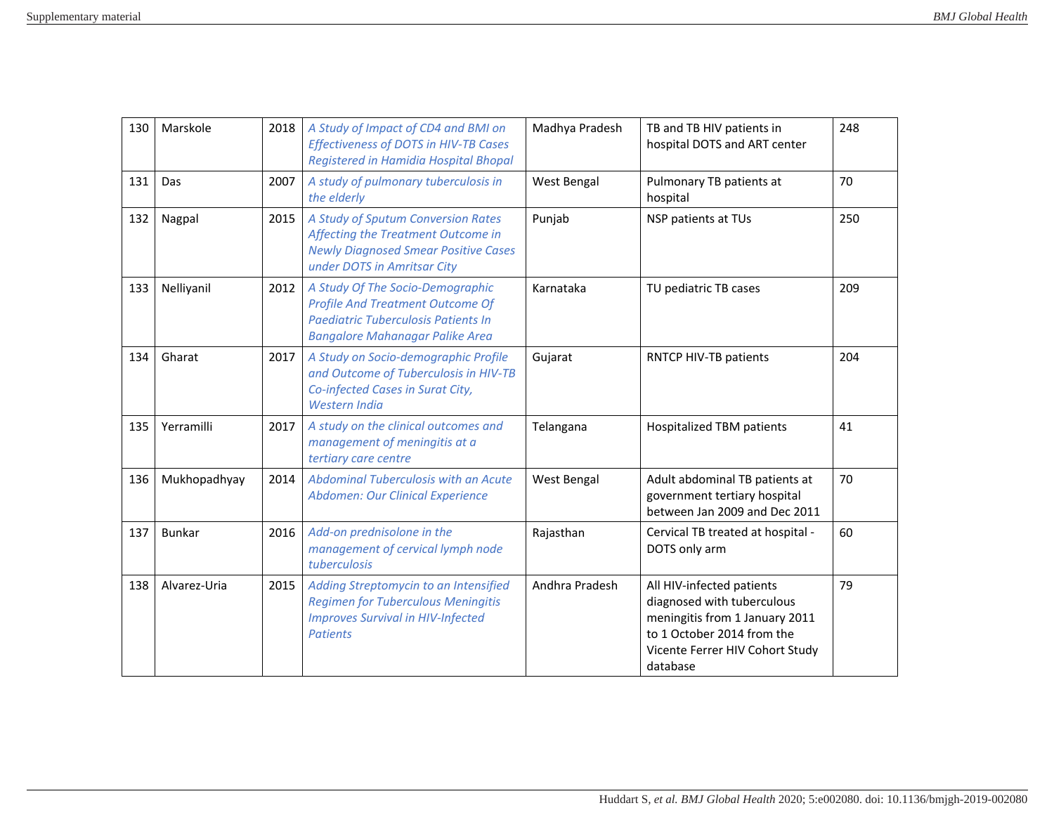| 130 | Marskole | 2018 | *A Study of Impact of CD4 and BMI on Effectiveness of DOTS in HIV-TB Cases Registered in Hamidia Hospital Bhopal* | Madhya Pradesh | TB and TB HIV patients in hospital DOTS and ART center | 248 |
|---|---|---|---|---|---|---|
| 131 | Das | 2007 | *A study of pulmonary tuberculosis in the elderly* | West Bengal | Pulmonary TB patients at hospital | 70 |
| 132 | Nagpal | 2015 | *A Study of Sputum Conversion Rates Affecting the Treatment Outcome in Newly Diagnosed Smear Positive Cases under DOTS in Amritsar City* | Punjab | NSP patients at TUs | 250 |
| 133 | Nelliyanil | 2012 | *A Study Of The Socio-Demographic Profile And Treatment Outcome Of Paediatric Tuberculosis Patients In Bangalore Mahanagar Palike Area* | Karnataka | TU pediatric TB cases | 209 |
| 134 | Gharat | 2017 | *A Study on Socio-demographic Profile and Outcome of Tuberculosis in HIV-TB Co-infected Cases in Surat City, Western India* | Gujarat | RNTCP HIV-TB patients | 204 |
| 135 | Yerramilli | 2017 | *A study on the clinical outcomes and management of meningitis at a tertiary care centre* | Telangana | Hospitalized TBM patients | 41 |
| 136 | Mukhopadhyay | 2014 | *Abdominal Tuberculosis with an Acute Abdomen: Our Clinical Experience* | West Bengal | Adult abdominal TB patients at government tertiary hospital between Jan 2009 and Dec 2011 | 70 |
| 137 | Bunkar | 2016 | *Add-on prednisolone in the management of cervical lymph node tuberculosis* | Rajasthan | Cervical TB treated at hospital - DOTS only arm | 60 |
| 138 | Alvarez-Uria | 2015 | *Adding Streptomycin to an Intensified Regimen for Tuberculous Meningitis Improves Survival in HIV-Infected Patients* | Andhra Pradesh | All HIV-infected patients diagnosed with tuberculous meningitis from 1 January 2011 to 1 October 2014 from the Vicente Ferrer HIV Cohort Study database | 79 |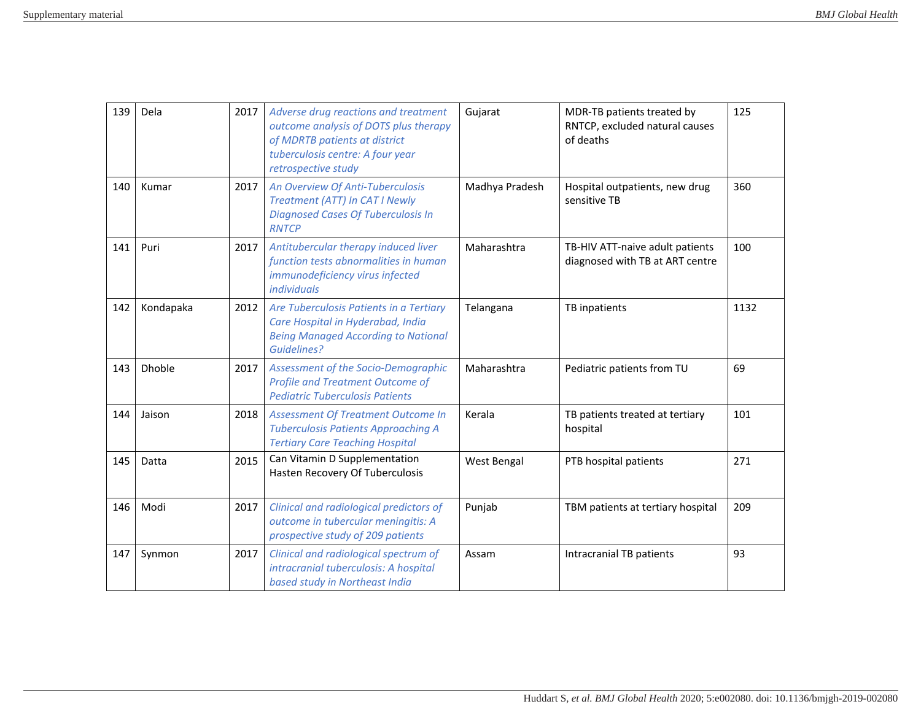| 139 | Dela | 2017 | *Adverse drug reactions and treatment outcome analysis of DOTS plus therapy of MDRTB patients at district tuberculosis centre: A four year retrospective study* | Gujarat | MDR-TB patients treated by RNTCP, excluded natural causes of deaths | 125 |
|---|---|---|---|---|---|---|
| 140 | Kumar | 2017 | *An Overview Of Anti-Tuberculosis Treatment (ATT) In CAT I Newly Diagnosed Cases Of Tuberculosis In RNTCP* | Madhya Pradesh | Hospital outpatients, new drug sensitive TB | 360 |
| 141 | Puri | 2017 | *Antitubercular therapy induced liver function tests abnormalities in human immunodeficiency virus infected individuals* | Maharashtra | TB-HIV ATT-naive adult patients diagnosed with TB at ART centre | 100 |
| 142 | Kondapaka | 2012 | *Are Tuberculosis Patients in a Tertiary Care Hospital in Hyderabad, India Being Managed According to National Guidelines?* | Telangana | TB inpatients | 1132 |
| 143 | Dhoble | 2017 | *Assessment of the Socio-Demographic Profile and Treatment Outcome of Pediatric Tuberculosis Patients* | Maharashtra | Pediatric patients from TU | 69 |
| 144 | Jaison | 2018 | *Assessment Of Treatment Outcome In Tuberculosis Patients Approaching A Tertiary Care Teaching Hospital* | Kerala | TB patients treated at tertiary hospital | 101 |
| 145 | Datta | 2015 | Can Vitamin D Supplementation Hasten Recovery Of Tuberculosis | West Bengal | PTB hospital patients | 271 |
| 146 | Modi | 2017 | *Clinical and radiological predictors of outcome in tubercular meningitis: A prospective study of 209 patients* | Punjab | TBM patients at tertiary hospital | 209 |
| 147 | Synmon | 2017 | *Clinical and radiological spectrum of intracranial tuberculosis: A hospital based study in Northeast India* | Assam | Intracranial TB patients | 93 |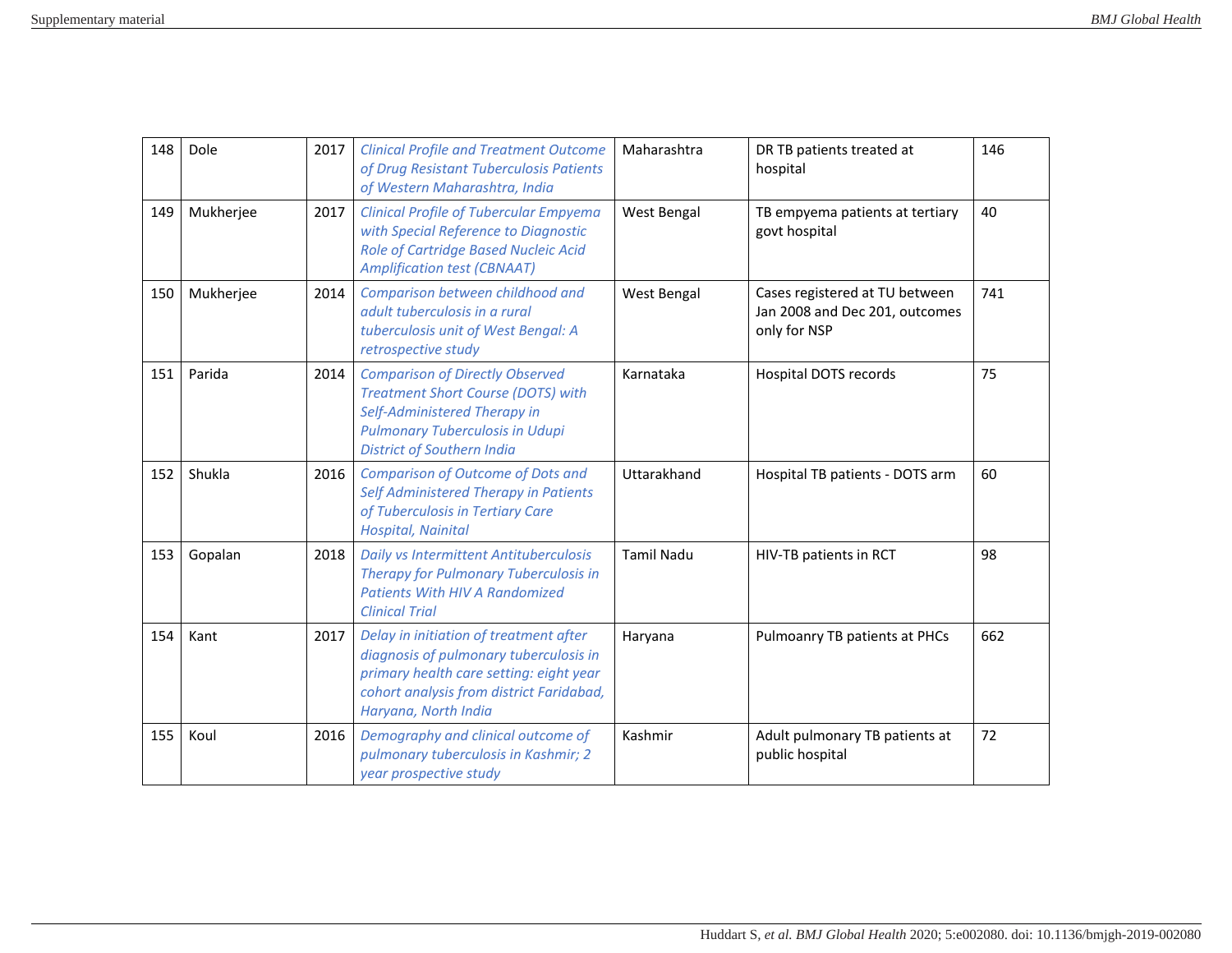| 148 | Dole | 2017 | *Clinical Profile and Treatment Outcome of Drug Resistant Tuberculosis Patients of Western Maharashtra, India* | Maharashtra | DR TB patients treated at hospital | 146 |
|---|---|---|---|---|---|---|
| 149 | Mukherjee | 2017 | *Clinical Profile of Tubercular Empyema with Special Reference to Diagnostic Role of Cartridge Based Nucleic Acid Amplification test (CBNAAT)* | West Bengal | TB empyema patients at tertiary govt hospital | 40 |
| 150 | Mukherjee | 2014 | *Comparison between childhood and adult tuberculosis in a rural tuberculosis unit of West Bengal: A retrospective study* | West Bengal | Cases registered at TU between Jan 2008 and Dec 201, outcomes only for NSP | 741 |
| 151 | Parida | 2014 | *Comparison of Directly Observed Treatment Short Course (DOTS) with Self-Administered Therapy in Pulmonary Tuberculosis in Udupi District of Southern India* | Karnataka | Hospital DOTS records | 75 |
| 152 | Shukla | 2016 | *Comparison of Outcome of Dots and Self Administered Therapy in Patients of Tuberculosis in Tertiary Care Hospital, Nainital* | Uttarakhand | Hospital TB patients - DOTS arm | 60 |
| 153 | Gopalan | 2018 | *Daily vs Intermittent Antituberculosis Therapy for Pulmonary Tuberculosis in Patients With HIV A Randomized Clinical Trial* | Tamil Nadu | HIV-TB patients in RCT | 98 |
| 154 | Kant | 2017 | *Delay in initiation of treatment after diagnosis of pulmonary tuberculosis in primary health care setting: eight year cohort analysis from district Faridabad, Haryana, North India* | Haryana | Pulmoanry TB patients at PHCs | 662 |
| 155 | Koul | 2016 | *Demography and clinical outcome of pulmonary tuberculosis in Kashmir; 2 year prospective study* | Kashmir | Adult pulmonary TB patients at public hospital | 72 |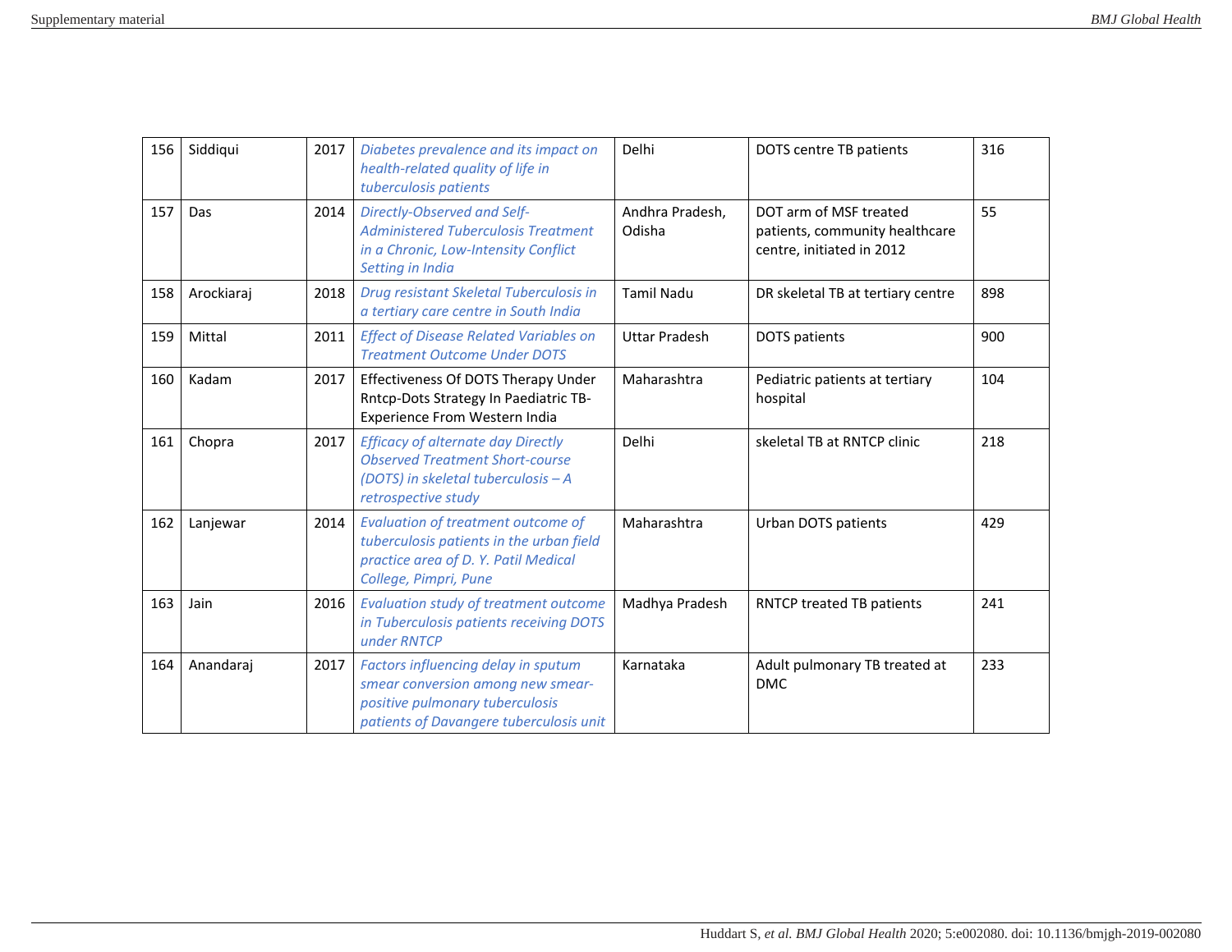| 156 | Siddiqui | 2017 | *Diabetes prevalence and its impact on health-related quality of life in tuberculosis patients* | Delhi | DOTS centre TB patients | 316 |
|---|---|---|---|---|---|---|
| 157 | Das | 2014 | *Directly-Observed and Self-Administered Tuberculosis Treatment in a Chronic, Low-Intensity Conflict Setting in India* | Andhra Pradesh, Odisha | DOT arm of MSF treated patients, community healthcare centre, initiated in 2012 | 55 |
| 158 | Arockiaraj | 2018 | *Drug resistant Skeletal Tuberculosis in a tertiary care centre in South India* | Tamil Nadu | DR skeletal TB at tertiary centre | 898 |
| 159 | Mittal | 2011 | *Effect of Disease Related Variables on Treatment Outcome Under DOTS* | Uttar Pradesh | DOTS patients | 900 |
| 160 | Kadam | 2017 | Effectiveness Of DOTS Therapy Under Rntcp-Dots Strategy In Paediatric TB-Experience From Western India | Maharashtra | Pediatric patients at tertiary hospital | 104 |
| 161 | Chopra | 2017 | *Efficacy of alternate day Directly Observed Treatment Short-course (DOTS) in skeletal tuberculosis – A retrospective study* | Delhi | skeletal TB at RNTCP clinic | 218 |
| 162 | Lanjewar | 2014 | *Evaluation of treatment outcome of tuberculosis patients in the urban field practice area of D. Y. Patil Medical College, Pimpri, Pune* | Maharashtra | Urban DOTS patients | 429 |
| 163 | Jain | 2016 | *Evaluation study of treatment outcome in Tuberculosis patients receiving DOTS under RNTCP* | Madhya Pradesh | RNTCP treated TB patients | 241 |
| 164 | Anandaraj | 2017 | *Factors influencing delay in sputum smear conversion among new smear-positive pulmonary tuberculosis patients of Davangere tuberculosis unit* | Karnataka | Adult pulmonary TB treated at DMC | 233 |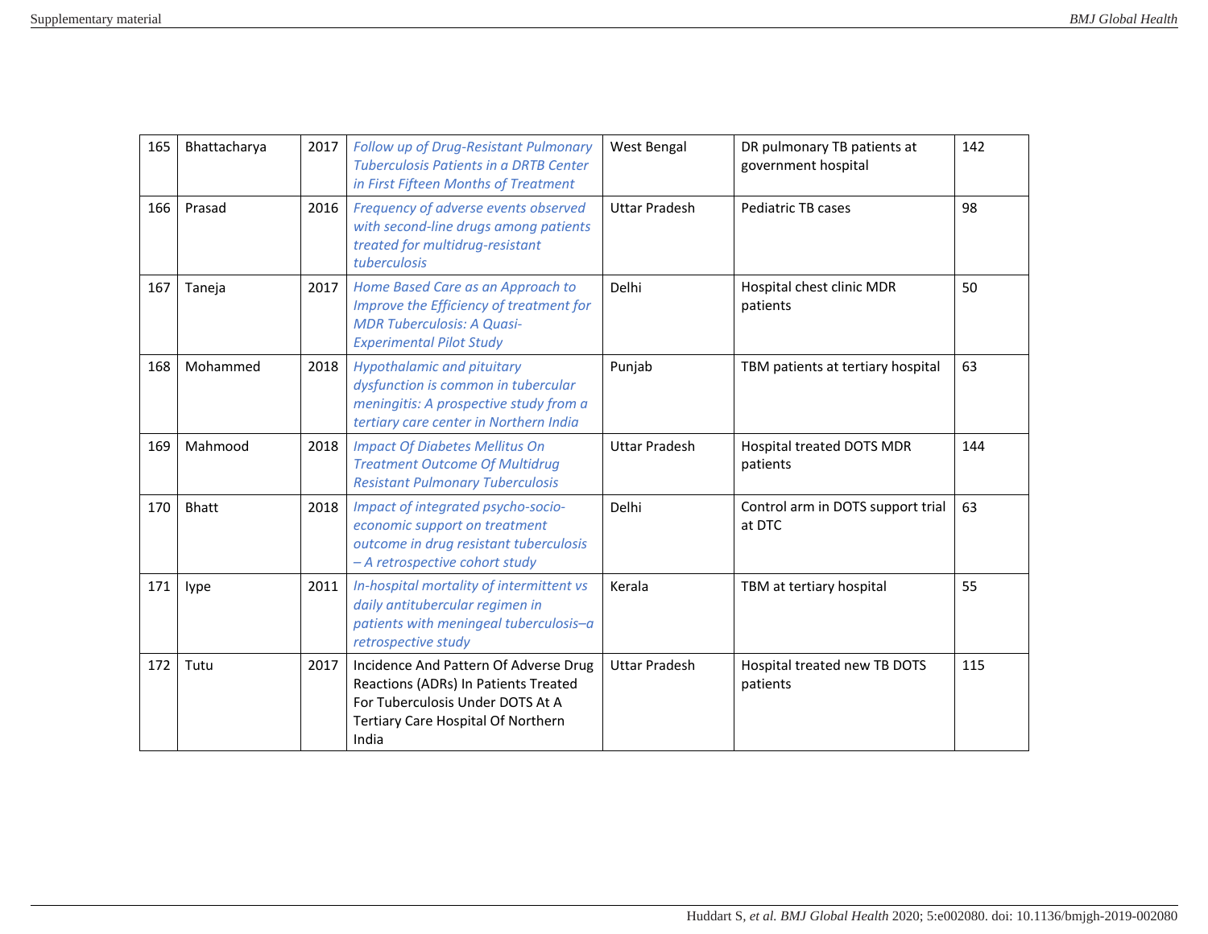| 165 | Bhattacharya | 2017 | *Follow up of Drug-Resistant Pulmonary Tuberculosis Patients in a DRTB Center in First Fifteen Months of Treatment* | West Bengal | DR pulmonary TB patients at government hospital | 142 |
|---|---|---|---|---|---|---|
| 166 | Prasad | 2016 | *Frequency of adverse events observed with second-line drugs among patients treated for multidrug-resistant tuberculosis* | Uttar Pradesh | Pediatric TB cases | 98 |
| 167 | Taneja | 2017 | *Home Based Care as an Approach to Improve the Efficiency of treatment for MDR Tuberculosis: A Quasi-Experimental Pilot Study* | Delhi | Hospital chest clinic MDR patients | 50 |
| 168 | Mohammed | 2018 | *Hypothalamic and pituitary dysfunction is common in tubercular meningitis: A prospective study from a tertiary care center in Northern India* | Punjab | TBM patients at tertiary hospital | 63 |
| 169 | Mahmood | 2018 | *Impact Of Diabetes Mellitus On Treatment Outcome Of Multidrug Resistant Pulmonary Tuberculosis* | Uttar Pradesh | Hospital treated DOTS MDR patients | 144 |
| 170 | Bhatt | 2018 | *Impact of integrated psycho-socio-economic support on treatment outcome in drug resistant tuberculosis – A retrospective cohort study* | Delhi | Control arm in DOTS support trial at DTC | 63 |
| 171 | Iype | 2011 | *In-hospital mortality of intermittent vs daily antitubercular regimen in patients with meningeal tuberculosis–a retrospective study* | Kerala | TBM at tertiary hospital | 55 |
| 172 | Tutu | 2017 | Incidence And Pattern Of Adverse Drug Reactions (ADRs) In Patients Treated For Tuberculosis Under DOTS At A Tertiary Care Hospital Of Northern India | Uttar Pradesh | Hospital treated new TB DOTS patients | 115 |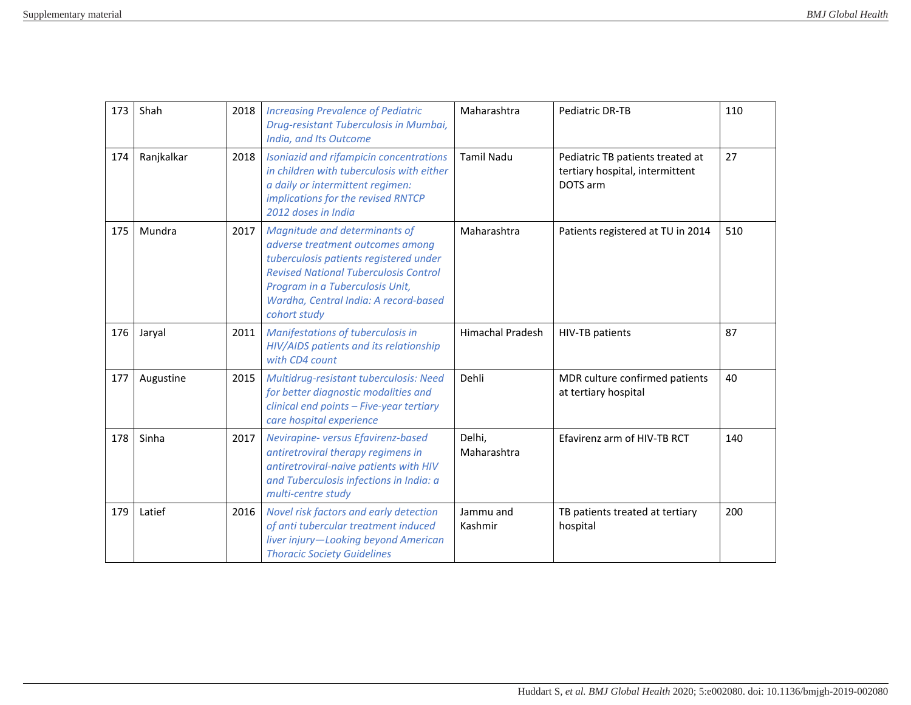| 173 | Shah | 2018 | *Increasing Prevalence of Pediatric Drug-resistant Tuberculosis in Mumbai, India, and Its Outcome* | Maharashtra | Pediatric DR-TB | 110 |
|---|---|---|---|---|---|---|
| 174 | Ranjkalkar | 2018 | *Isoniazid and rifampicin concentrations in children with tuberculosis with either a daily or intermittent regimen: implications for the revised RNTCP 2012 doses in India* | Tamil Nadu | Pediatric TB patients treated at tertiary hospital, intermittent DOTS arm | 27 |
| 175 | Mundra | 2017 | *Magnitude and determinants of adverse treatment outcomes among tuberculosis patients registered under Revised National Tuberculosis Control Program in a Tuberculosis Unit, Wardha, Central India: A record-based cohort study* | Maharashtra | Patients registered at TU in 2014 | 510 |
| 176 | Jaryal | 2011 | *Manifestations of tuberculosis in HIV/AIDS patients and its relationship with CD4 count* | Himachal Pradesh | HIV-TB patients | 87 |
| 177 | Augustine | 2015 | *Multidrug-resistant tuberculosis: Need for better diagnostic modalities and clinical end points – Five-year tertiary care hospital experience* | Dehli | MDR culture confirmed patients at tertiary hospital | 40 |
| 178 | Sinha | 2017 | *Nevirapine- versus Efavirenz-based antiretroviral therapy regimens in antiretroviral-naive patients with HIV and Tuberculosis infections in India: a multi-centre study* | Delhi, Maharashtra | Efavirenz arm of HIV-TB RCT | 140 |
| 179 | Latief | 2016 | *Novel risk factors and early detection of anti tubercular treatment induced liver injury—Looking beyond American Thoracic Society Guidelines* | Jammu and Kashmir | TB patients treated at tertiary hospital | 200 |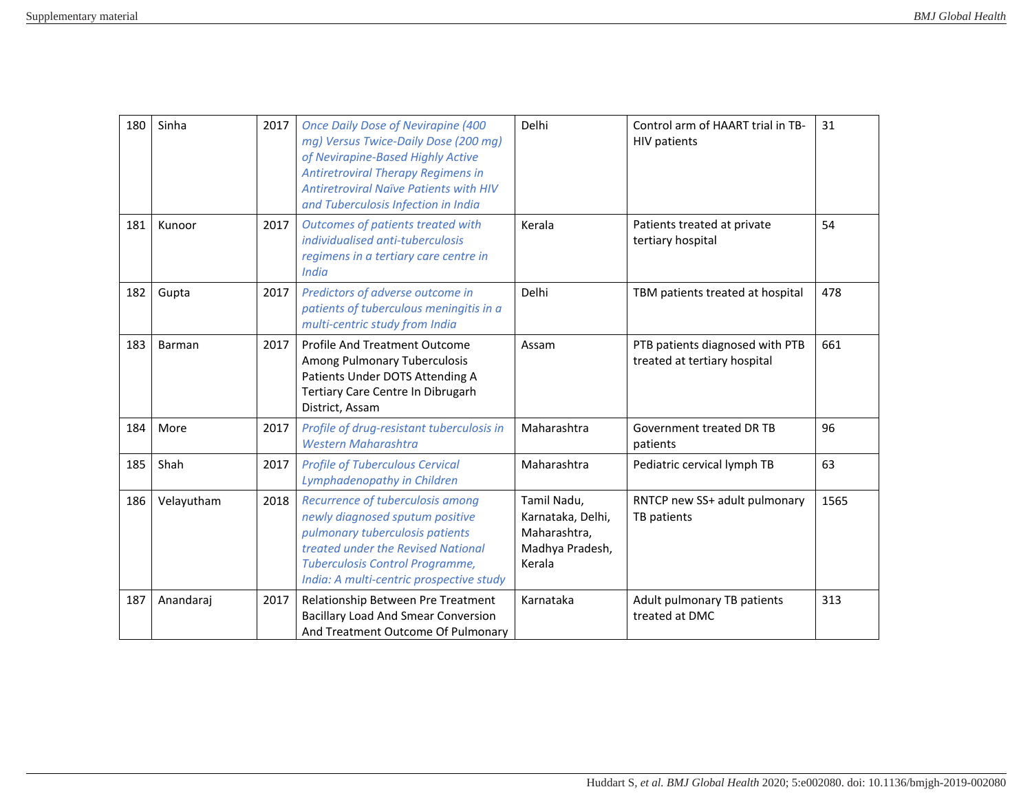| 180 | Sinha | 2017 | *Once Daily Dose of Nevirapine (400 mg) Versus Twice-Daily Dose (200 mg) of Nevirapine-Based Highly Active Antiretroviral Therapy Regimens in Antiretroviral Naïve Patients with HIV and Tuberculosis Infection in India* | Delhi | Control arm of HAART trial in TB-HIV patients | 31 |
|---|---|---|---|---|---|---|
| 181 | Kunoor | 2017 | *Outcomes of patients treated with individualised anti-tuberculosis regimens in a tertiary care centre in India* | Kerala | Patients treated at private tertiary hospital | 54 |
| 182 | Gupta | 2017 | *Predictors of adverse outcome in patients of tuberculous meningitis in a multi-centric study from India* | Delhi | TBM patients treated at hospital | 478 |
| 183 | Barman | 2017 | Profile And Treatment Outcome Among Pulmonary Tuberculosis Patients Under DOTS Attending A Tertiary Care Centre In Dibrugarh District, Assam | Assam | PTB patients diagnosed with PTB treated at tertiary hospital | 661 |
| 184 | More | 2017 | *Profile of drug-resistant tuberculosis in Western Maharashtra* | Maharashtra | Government treated DR TB patients | 96 |
| 185 | Shah | 2017 | *Profile of Tuberculous Cervical Lymphadenopathy in Children* | Maharashtra | Pediatric cervical lymph TB | 63 |
| 186 | Velayutham | 2018 | *Recurrence of tuberculosis among newly diagnosed sputum positive pulmonary tuberculosis patients treated under the Revised National Tuberculosis Control Programme, India: A multi-centric prospective study* | Tamil Nadu, Karnataka, Delhi, Maharashtra, Madhya Pradesh, Kerala | RNTCP new SS+ adult pulmonary TB patients | 1565 |
| 187 | Anandaraj | 2017 | Relationship Between Pre Treatment Bacillary Load And Smear Conversion And Treatment Outcome Of Pulmonary | Karnataka | Adult pulmonary TB patients treated at DMC | 313 |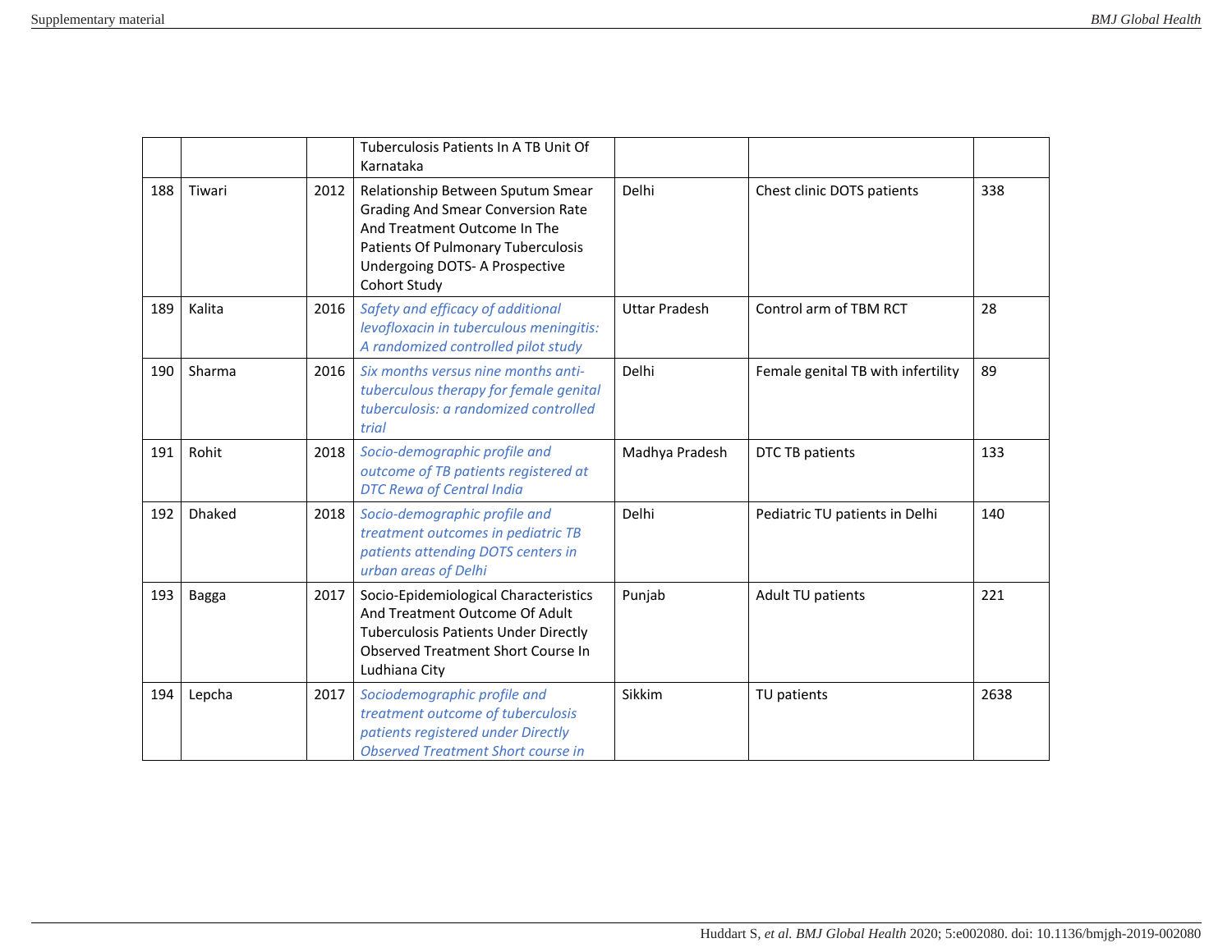|  |  |  |  |  |  |  |
|---|---|---|---|---|---|---|
|  |  |  | Tuberculosis Patients In A TB Unit Of Karnataka |  |  |  |
| 188 | Tiwari | 2012 | Relationship Between Sputum Smear Grading And Smear Conversion Rate And Treatment Outcome In The Patients Of Pulmonary Tuberculosis Undergoing DOTS- A Prospective Cohort Study | Delhi | Chest clinic DOTS patients | 338 |
| 189 | Kalita | 2016 | *Safety and efficacy of additional levofloxacin in tuberculous meningitis: A randomized controlled pilot study* | Uttar Pradesh | Control arm of TBM RCT | 28 |
| 190 | Sharma | 2016 | *Six months versus nine months anti-tuberculous therapy for female genital tuberculosis: a randomized controlled trial* | Delhi | Female genital TB with infertility | 89 |
| 191 | Rohit | 2018 | *Socio-demographic profile and outcome of TB patients registered at DTC Rewa of Central India* | Madhya Pradesh | DTC TB patients | 133 |
| 192 | Dhaked | 2018 | *Socio-demographic profile and treatment outcomes in pediatric TB patients attending DOTS centers in urban areas of Delhi* | Delhi | Pediatric TU patients in Delhi | 140 |
| 193 | Bagga | 2017 | Socio-Epidemiological Characteristics And Treatment Outcome Of Adult Tuberculosis Patients Under Directly Observed Treatment Short Course In Ludhiana City | Punjab | Adult TU patients | 221 |
| 194 | Lepcha | 2017 | *Sociodemographic profile and treatment outcome of tuberculosis patients registered under Directly Observed Treatment Short course in* | Sikkim | TU patients | 2638 |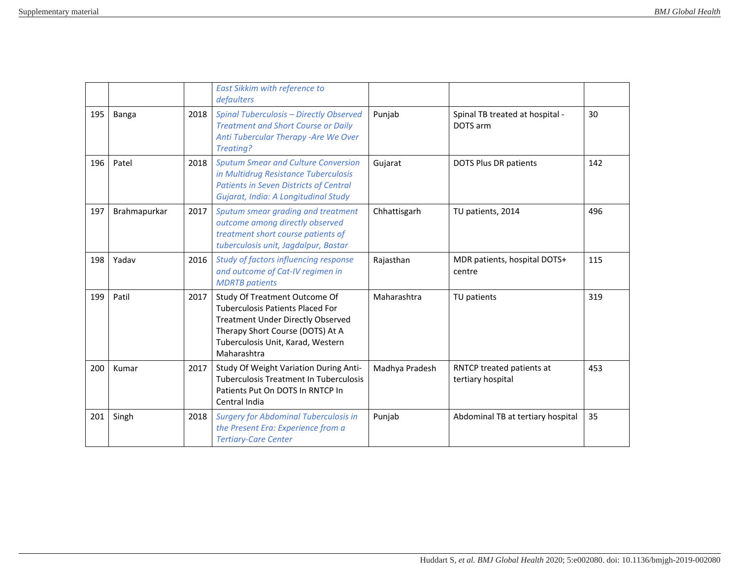| | | | | | | |
|---|---|---|---|---|---|---|
| | | | *East Sikkim with reference to defaulters* | | | |
| 195 | Banga | 2018 | *Spinal Tuberculosis – Directly Observed Treatment and Short Course or Daily Anti Tubercular Therapy -Are We Over Treating?* | Punjab | Spinal TB treated at hospital - DOTS arm | 30 |
| 196 | Patel | 2018 | *Sputum Smear and Culture Conversion in Multidrug Resistance Tuberculosis Patients in Seven Districts of Central Gujarat, India: A Longitudinal Study* | Gujarat | DOTS Plus DR patients | 142 |
| 197 | Brahmapurkar | 2017 | *Sputum smear grading and treatment outcome among directly observed treatment short course patients of tuberculosis unit, Jagdalpur, Bastar* | Chhattisgarh | TU patients, 2014 | 496 |
| 198 | Yadav | 2016 | *Study of factors influencing response and outcome of Cat-IV regimen in MDRTB patients* | Rajasthan | MDR patients, hospital DOTS+ centre | 115 |
| 199 | Patil | 2017 | Study Of Treatment Outcome Of Tuberculosis Patients Placed For Treatment Under Directly Observed Therapy Short Course (DOTS) At A Tuberculosis Unit, Karad, Western Maharashtra | Maharashtra | TU patients | 319 |
| 200 | Kumar | 2017 | Study Of Weight Variation During Anti-Tuberculosis Treatment In Tuberculosis Patients Put On DOTS In RNTCP In Central India | Madhya Pradesh | RNTCP treated patients at tertiary hospital | 453 |
| 201 | Singh | 2018 | *Surgery for Abdominal Tuberculosis in the Present Era: Experience from a Tertiary-Care Center* | Punjab | Abdominal TB at tertiary hospital | 35 |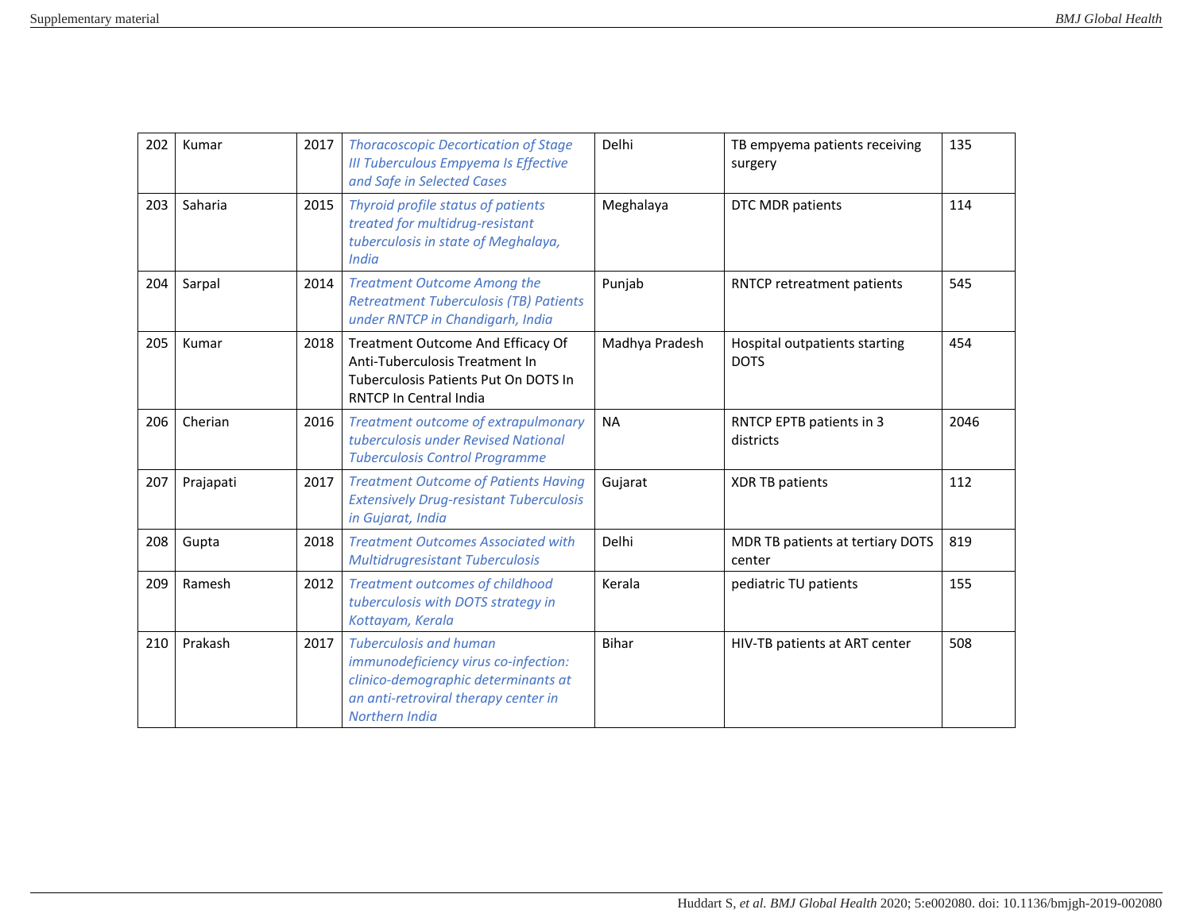| 202 | Kumar | 2017 | *Thoracoscopic Decortication of Stage III Tuberculous Empyema Is Effective and Safe in Selected Cases* | Delhi | TB empyema patients receiving surgery | 135 |
|---|---|---|---|---|---|---|
| 203 | Saharia | 2015 | *Thyroid profile status of patients treated for multidrug-resistant tuberculosis in state of Meghalaya, India* | Meghalaya | DTC MDR patients | 114 |
| 204 | Sarpal | 2014 | *Treatment Outcome Among the Retreatment Tuberculosis (TB) Patients under RNTCP in Chandigarh, India* | Punjab | RNTCP retreatment patients | 545 |
| 205 | Kumar | 2018 | Treatment Outcome And Efficacy Of Anti-Tuberculosis Treatment In Tuberculosis Patients Put On DOTS In RNTCP In Central India | Madhya Pradesh | Hospital outpatients starting DOTS | 454 |
| 206 | Cherian | 2016 | *Treatment outcome of extrapulmonary tuberculosis under Revised National Tuberculosis Control Programme* | NA | RNTCP EPTB patients in 3 districts | 2046 |
| 207 | Prajapati | 2017 | *Treatment Outcome of Patients Having Extensively Drug-resistant Tuberculosis in Gujarat, India* | Gujarat | XDR TB patients | 112 |
| 208 | Gupta | 2018 | *Treatment Outcomes Associated with Multidrugresistant Tuberculosis* | Delhi | MDR TB patients at tertiary DOTS center | 819 |
| 209 | Ramesh | 2012 | *Treatment outcomes of childhood tuberculosis with DOTS strategy in Kottayam, Kerala* | Kerala | pediatric TU patients | 155 |
| 210 | Prakash | 2017 | *Tuberculosis and human immunodeficiency virus co-infection: clinico-demographic determinants at an anti-retroviral therapy center in Northern India* | Bihar | HIV-TB patients at ART center | 508 |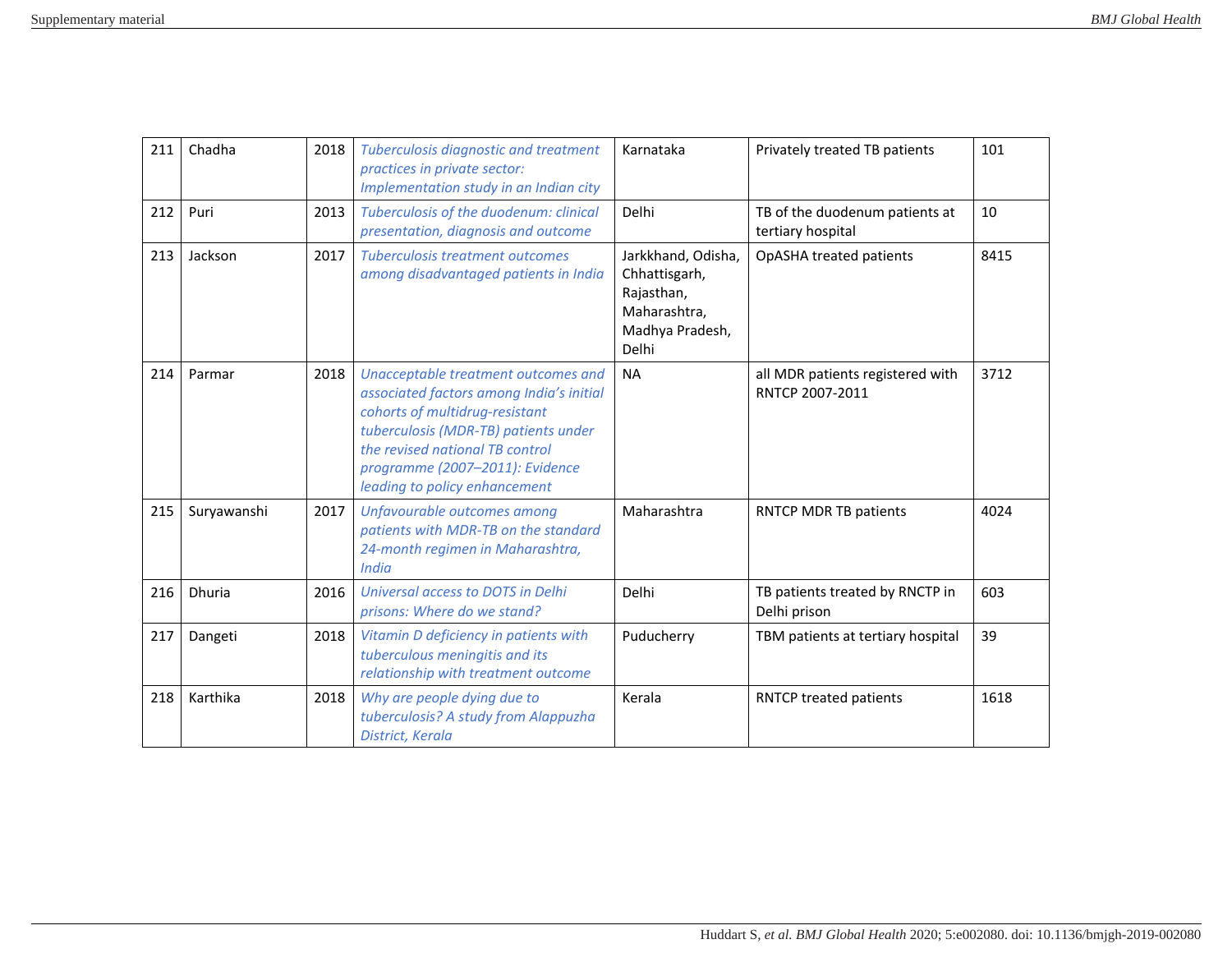| | | | | | | |
|---|---|---|---|---|---|---|
| 211 | Chadha | 2018 | *Tuberculosis diagnostic and treatment practices in private sector: Implementation study in an Indian city* | Karnataka | Privately treated TB patients | 101 |
| 212 | Puri | 2013 | *Tuberculosis of the duodenum: clinical presentation, diagnosis and outcome* | Delhi | TB of the duodenum patients at tertiary hospital | 10 |
| 213 | Jackson | 2017 | *Tuberculosis treatment outcomes among disadvantaged patients in India* | Jarkkhand, Odisha, Chhattisgarh, Rajasthan, Maharashtra, Madhya Pradesh, Delhi | OpASHA treated patients | 8415 |
| 214 | Parmar | 2018 | *Unacceptable treatment outcomes and associated factors among India's initial cohorts of multidrug-resistant tuberculosis (MDR-TB) patients under the revised national TB control programme (2007–2011): Evidence leading to policy enhancement* | NA | all MDR patients registered with RNTCP 2007-2011 | 3712 |
| 215 | Suryawanshi | 2017 | *Unfavourable outcomes among patients with MDR-TB on the standard 24-month regimen in Maharashtra, India* | Maharashtra | RNTCP MDR TB patients | 4024 |
| 216 | Dhuria | 2016 | *Universal access to DOTS in Delhi prisons: Where do we stand?* | Delhi | TB patients treated by RNCTP in Delhi prison | 603 |
| 217 | Dangeti | 2018 | *Vitamin D deficiency in patients with tuberculous meningitis and its relationship with treatment outcome* | Puducherry | TBM patients at tertiary hospital | 39 |
| 218 | Karthika | 2018 | *Why are people dying due to tuberculosis? A study from Alappuzha District, Kerala* | Kerala | RNTCP treated patients | 1618 |